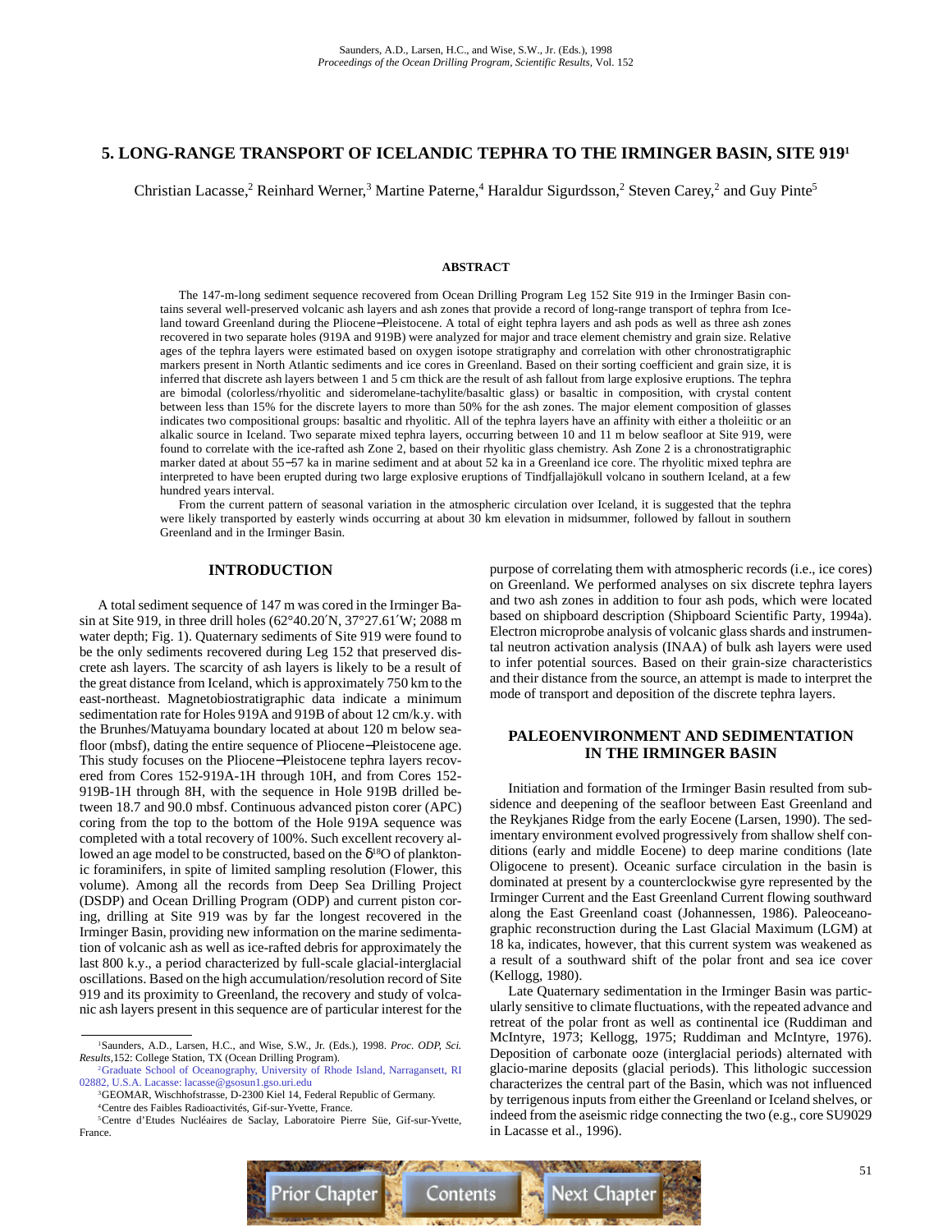# 5. LONG-RANGE TRANSPORT OF ICELANDIC TEPHRA TO THE IRMINGER BASIN, SITE 919[1]

Christian Lacasse,[2] Reinhard Werner,[3] Martine Paterne,[4] Haraldur Sigurdsson,[2] Steven Carey,[2] and Guy Pinte[5]

## ABSTRACT

The 147-m-long sediment sequence recovered from Ocean Drilling Program Leg 152 Site 919 in the Irminger Basin contains several well-preserved volcanic ash layers and ash zones that provide a record of long-range transport of tephra from Iceland toward Greenland during the Pliocene−Pleistocene. A total of eight tephra layers and ash pods as well as three ash zones recovered in two separate holes (919A and 919B) were analyzed for major and trace element chemistry and grain size. Relative ages of the tephra layers were estimated based on oxygen isotope stratigraphy and correlation with other chronostratigraphic markers present in North Atlantic sediments and ice cores in Greenland. Based on their sorting coefficient and grain size, it is inferred that discrete ash layers between 1 and 5 cm thick are the result of ash fallout from large explosive eruptions. The tephra are bimodal (colorless/rhyolitic and sideromelane-tachylite/basaltic glass) or basaltic in composition, with crystal content between less than 15% for the discrete layers to more than 50% for the ash zones. The major element composition of glasses indicates two compositional groups: basaltic and rhyolitic. All of the tephra layers have an affinity with either a tholeiitic or an alkalic source in Iceland. Two separate mixed tephra layers, occurring between 10 and 11 m below seafloor at Site 919, were found to correlate with the ice-rafted ash Zone 2, based on their rhyolitic glass chemistry. Ash Zone 2 is a chronostratigraphic marker dated at about 55−57 ka in marine sediment and at about 52 ka in a Greenland ice core. The rhyolitic mixed tephra are interpreted to have been erupted during two large explosive eruptions of Tindfjallajökull volcano in southern Iceland, at a few hundred years interval.

From the current pattern of seasonal variation in the atmospheric circulation over Iceland, it is suggested that the tephra were likely transported by easterly winds occurring at about 30 km elevation in midsummer, followed by fallout in southern Greenland and in the Irminger Basin.

## INTRODUCTION

A total sediment sequence of 147 m was cored in the Irminger Basin at Site 919, in three drill holes (62°40.20′N, 37°27.61′W; 2088 m water depth; Fig. 1). Quaternary sediments of Site 919 were found to be the only sediments recovered during Leg 152 that preserved discrete ash layers. The scarcity of ash layers is likely to be a result of the great distance from Iceland, which is approximately 750 km to the east-northeast. Magnetobiostratigraphic data indicate a minimum sedimentation rate for Holes 919A and 919B of about 12 cm/k.y. with the Brunhes/Matuyama boundary located at about 120 m below seafloor (mbsf), dating the entire sequence of Pliocene−Pleistocene age. This study focuses on the Pliocene−Pleistocene tephra layers recovered from Cores 152-919A-1H through 10H, and from Cores 152-919B-1H through 8H, with the sequence in Hole 919B drilled between 18.7 and 90.0 mbsf. Continuous advanced piston corer (APC) coring from the top to the bottom of the Hole 919A sequence was completed with a total recovery of 100%. Such excellent recovery allowed an age model to be constructed, based on the $\delta^{18}O$ of planktonic foraminifers, in spite of limited sampling resolution (Flower, this volume). Among all the records from Deep Sea Drilling Project (DSDP) and Ocean Drilling Program (ODP) and current piston coring, drilling at Site 919 was by far the longest recovered in the Irminger Basin, providing new information on the marine sedimentation of volcanic ash as well as ice-rafted debris for approximately the last 800 k.y., a period characterized by full-scale glacial-interglacial oscillations. Based on the high accumulation/resolution record of Site 919 and its proximity to Greenland, the recovery and study of volcanic ash layers present in this sequence are of particular interest for the purpose of correlating them with atmospheric records (i.e., ice cores) on Greenland. We performed analyses on six discrete tephra layers and two ash zones in addition to four ash pods, which were located based on shipboard description (Shipboard Scientific Party, 1994a). Electron microprobe analysis of volcanic glass shards and instrumental neutron activation analysis (INAA) of bulk ash layers were used to infer potential sources. Based on their grain-size characteristics and their distance from the source, an attempt is made to interpret the mode of transport and deposition of the discrete tephra layers.

## PALEOENVIRONMENT AND SEDIMENTATION IN THE IRMINGER BASIN

Initiation and formation of the Irminger Basin resulted from subsidence and deepening of the seafloor between East Greenland and the Reykjanes Ridge from the early Eocene (Larsen, 1990). The sedimentary environment evolved progressively from shallow shelf conditions (early and middle Eocene) to deep marine conditions (late Oligocene to present). Oceanic surface circulation in the basin is dominated at present by a counterclockwise gyre represented by the Irminger Current and the East Greenland Current flowing southward along the East Greenland coast (Johannessen, 1986). Paleoceanographic reconstruction during the Last Glacial Maximum (LGM) at 18 ka, indicates, however, that this current system was weakened as a result of a southward shift of the polar front and sea ice cover (Kellogg, 1980).

Late Quaternary sedimentation in the Irminger Basin was particularly sensitive to climate fluctuations, with the repeated advance and retreat of the polar front as well as continental ice (Ruddiman and McIntyre, 1973; Kellogg, 1975; Ruddiman and McIntyre, 1976). Deposition of carbonate ooze (interglacial periods) alternated with glacio-marine deposits (glacial periods). This lithologic succession characterizes the central part of the Basin, which was not influenced by terrigenous inputs from either the Greenland or Iceland shelves, or indeed from the aseismic ridge connecting the two (e.g., core SU9029 in Lacasse et al., 1996).

---

[1] Saunders, A.D., Larsen, H.C., and Wise, S.W., Jr. (Eds.), 1998. *Proc. ODP, Sci. Results*, 152: College Station, TX (Ocean Drilling Program).

[2] Graduate School of Oceanography, University of Rhode Island, Narragansett, RI 02882, U.S.A. Lacasse: lacasse@gsosun1.gso.uri.edu

[3] GEOMAR, Wischhofstrasse, D-2300 Kiel 14, Federal Republic of Germany.

[4] Centre des Faibles Radioactivités, Gif-sur-Yvette, France.

[5] Centre d'Etudes Nucléaires de Saclay, Laboratoire Pierre Süe, Gif-sur-Yvette, France.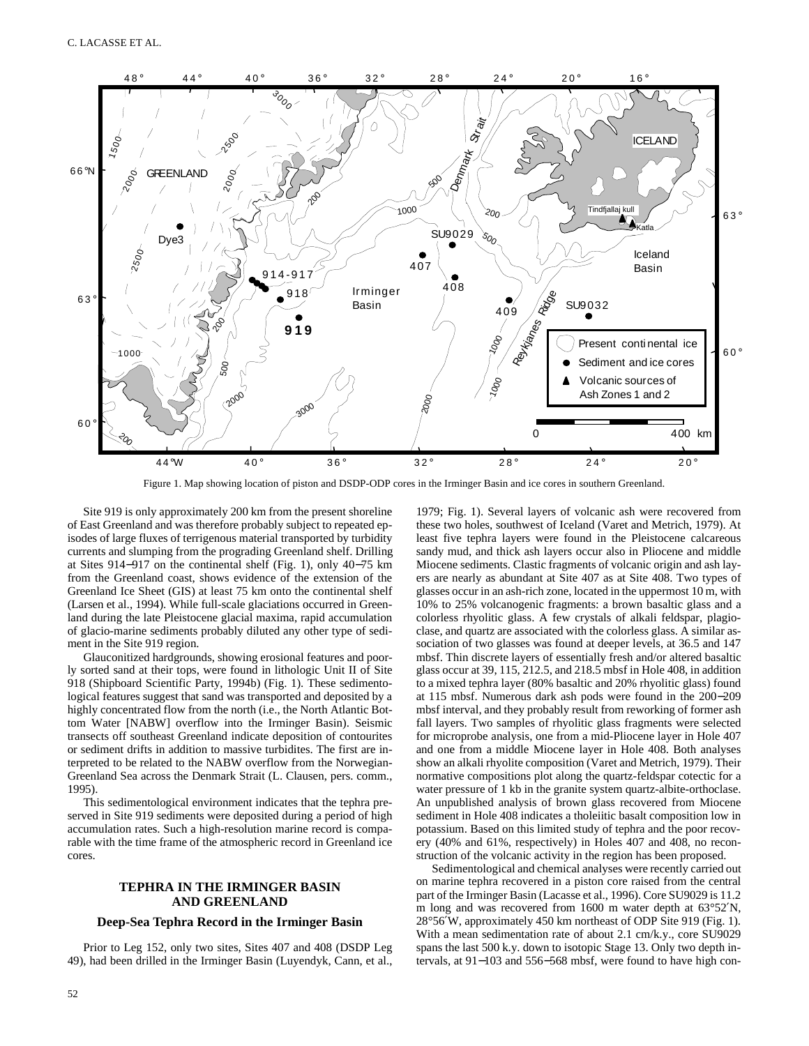Figure 1. Map showing location of piston and DSDP-ODP cores in the Irminger Basin and ice cores in southern Greenland.

Site 919 is only approximately 200 km from the present shoreline of East Greenland and was therefore probably subject to repeated episodes of large fluxes of terrigenous material transported by turbidity currents and slumping from the prograding Greenland shelf. Drilling at Sites 914−917 on the continental shelf (Fig. 1), only 40−75 km from the Greenland coast, shows evidence of the extension of the Greenland Ice Sheet (GIS) to at least 75 km onto the continental shelf (Larsen et al., 1994). While full-scale glaciations occurred in Greenland during the late Pleistocene glacial maxima, rapid accumulation of glacio-marine sediments probably diluted any other type of sediment in the Site 919 region.

Glauconitized hardgrounds, showing erosional features and poorly sorted sand at their tops, were found in lithologic Unit II of Site 918 (Shipboard Scientific Party, 1994b) (Fig. 1). These sedimentological features suggest that sand was transported and deposited by a highly concentrated flow from the north (i.e., the North Atlantic Bottom Water [NABW] overflow into the Irminger Basin). Seismic transects off southeast Greenland indicate deposition of contourites or sediment drifts in addition to massive turbidites. The first are interpreted to be related to the NABW overflow from the Norwegian-Greenland Sea across the Denmark Strait (L. Clausen, pers. comm., 1995).

This sedimentological environment indicates that the tephra preserved in Site 919 sediments were deposited during a period of high accumulation rates. Such a high-resolution marine record is comparable with the time frame of the atmospheric record in Greenland ice cores.

## TEPHRA IN THE IRMINGER BASIN AND GREENLAND

### Deep-Sea Tephra Record in the Irminger Basin

Prior to Leg 152, only two sites, Sites 407 and 408 (DSDP Leg 49), had been drilled in the Irminger Basin (Luyendyk, Cann, et al., 1979; Fig. 1). Several layers of volcanic ash were recovered from these two holes, southwest of Iceland (Varet and Metrich, 1979). At least five tephra layers were found in the Pleistocene calcareous sandy mud, and thick ash layers occur also in Pliocene and middle Miocene sediments. Clastic fragments of volcanic origin and ash layers are nearly as abundant at Site 407 as at Site 408. Two types of glasses occur in an ash-rich zone, located in the uppermost 10 m, with 10% to 25% volcanogenic fragments: a brown basaltic glass and a colorless rhyolitic glass. A few crystals of alkali feldspar, plagioclase, and quartz are associated with the colorless glass. A similar association of two glasses was found at deeper levels, at 36.5 and 147 mbsf. Thin discrete layers of essentially fresh and/or altered basaltic glass occur at 39, 115, 212.5, and 218.5 mbsf in Hole 408, in addition to a mixed tephra layer (80% basaltic and 20% rhyolitic glass) found at 115 mbsf. Numerous dark ash pods were found in the 200−209 mbsf interval, and they probably result from reworking of former ash fall layers. Two samples of rhyolitic glass fragments were selected for microprobe analysis, one from a mid-Pliocene layer in Hole 407 and one from a middle Miocene layer in Hole 408. Both analyses show an alkali rhyolite composition (Varet and Metrich, 1979). Their normative compositions plot along the quartz-feldspar cotectic for a water pressure of 1 kb in the granite system quartz-albite-orthoclase. An unpublished analysis of brown glass recovered from Miocene sediment in Hole 408 indicates a tholeiitic basalt composition low in potassium. Based on this limited study of tephra and the poor recovery (40% and 61%, respectively) in Holes 407 and 408, no reconstruction of the volcanic activity in the region has been proposed.

Sedimentological and chemical analyses were recently carried out on marine tephra recovered in a piston core raised from the central part of the Irminger Basin (Lacasse et al., 1996). Core SU9029 is 11.2 m long and was recovered from 1600 m water depth at 63°52′N, 28°56′W, approximately 450 km northeast of ODP Site 919 (Fig. 1). With a mean sedimentation rate of about 2.1 cm/k.y., core SU9029 spans the last 500 k.y. down to isotopic Stage 13. Only two depth intervals, at 91−103 and 556−568 mbsf, were found to have high con-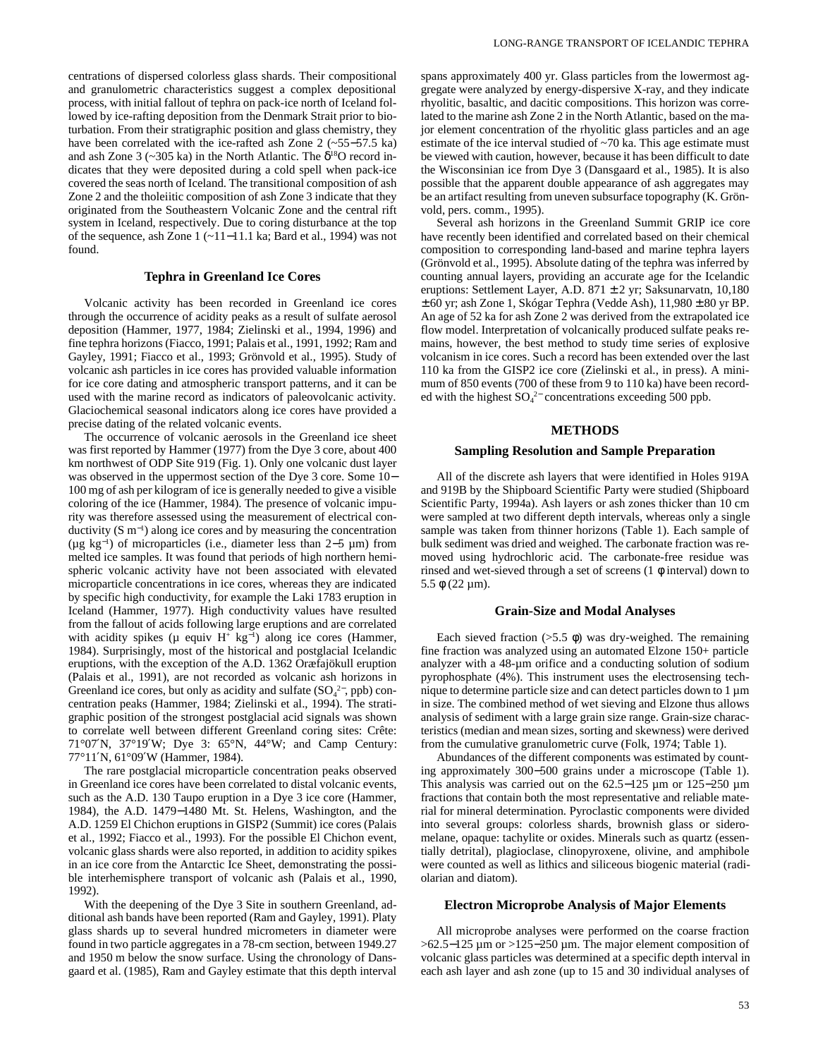centrations of dispersed colorless glass shards. Their compositional and granulometric characteristics suggest a complex depositional process, with initial fallout of tephra on pack-ice north of Iceland followed by ice-rafting deposition from the Denmark Strait prior to bioturbation. From their stratigraphic position and glass chemistry, they have been correlated with the ice-rafted ash Zone 2 (~55−57.5 ka) and ash Zone 3 (~305 ka) in the North Atlantic. The $\delta^{18}O$ record indicates that they were deposited during a cold spell when pack-ice covered the seas north of Iceland. The transitional composition of ash Zone 2 and the tholeiitic composition of ash Zone 3 indicate that they originated from the Southeastern Volcanic Zone and the central rift system in Iceland, respectively. Due to coring disturbance at the top of the sequence, ash Zone 1 (~11−11.1 ka; Bard et al., 1994) was not found.

### Tephra in Greenland Ice Cores

Volcanic activity has been recorded in Greenland ice cores through the occurrence of acidity peaks as a result of sulfate aerosol deposition (Hammer, 1977, 1984; Zielinski et al., 1994, 1996) and fine tephra horizons (Fiacco, 1991; Palais et al., 1991, 1992; Ram and Gayley, 1991; Fiacco et al., 1993; Grönvold et al., 1995). Study of volcanic ash particles in ice cores has provided valuable information for ice core dating and atmospheric transport patterns, and it can be used with the marine record as indicators of paleovolcanic activity. Glaciochemical seasonal indicators along ice cores have provided a precise dating of the related volcanic events.

The occurrence of volcanic aerosols in the Greenland ice sheet was first reported by Hammer (1977) from the Dye 3 core, about 400 km northwest of ODP Site 919 (Fig. 1). Only one volcanic dust layer was observed in the uppermost section of the Dye 3 core. Some 10−100 mg of ash per kilogram of ice is generally needed to give a visible coloring of the ice (Hammer, 1984). The presence of volcanic impurity was therefore assessed using the measurement of electrical conductivity (S $m^{-1}$) along ice cores and by measuring the concentration (µg $kg^{-1}$) of microparticles (i.e., diameter less than 2−5 µm) from melted ice samples. It was found that periods of high northern hemispheric volcanic activity have not been associated with elevated microparticle concentrations in ice cores, whereas they are indicated by specific high conductivity, for example the Laki 1783 eruption in Iceland (Hammer, 1977). High conductivity values have resulted from the fallout of acids following large eruptions and are correlated with acidity spikes (µ equiv $H^+$ $kg^{-1}$) along ice cores (Hammer, 1984). Surprisingly, most of the historical and postglacial Icelandic eruptions, with the exception of the A.D. 1362 Oræfajökull eruption (Palais et al., 1991), are not recorded as volcanic ash horizons in Greenland ice cores, but only as acidity and sulfate ($SO_4^{2-}$, ppb) concentration peaks (Hammer, 1984; Zielinski et al., 1994). The stratigraphic position of the strongest postglacial acid signals was shown to correlate well between different Greenland coring sites: Crête: 71°07′N, 37°19′W; Dye 3: 65°N, 44°W; and Camp Century: 77°11′N, 61°09′W (Hammer, 1984).

The rare postglacial microparticle concentration peaks observed in Greenland ice cores have been correlated to distal volcanic events, such as the A.D. 130 Taupo eruption in a Dye 3 ice core (Hammer, 1984), the A.D. 1479−1480 Mt. St. Helens, Washington, and the A.D. 1259 El Chichon eruptions in GISP2 (Summit) ice cores (Palais et al., 1992; Fiacco et al., 1993). For the possible El Chichon event, volcanic glass shards were also reported, in addition to acidity spikes in an ice core from the Antarctic Ice Sheet, demonstrating the possible interhemisphere transport of volcanic ash (Palais et al., 1990, 1992).

With the deepening of the Dye 3 Site in southern Greenland, additional ash bands have been reported (Ram and Gayley, 1991). Platy glass shards up to several hundred micrometers in diameter were found in two particle aggregates in a 78-cm section, between 1949.27 and 1950 m below the snow surface. Using the chronology of Dansgaard et al. (1985), Ram and Gayley estimate that this depth interval spans approximately 400 yr. Glass particles from the lowermost aggregate were analyzed by energy-dispersive X-ray, and they indicate rhyolitic, basaltic, and dacitic compositions. This horizon was correlated to the marine ash Zone 2 in the North Atlantic, based on the major element concentration of the rhyolitic glass particles and an age estimate of the ice interval studied of ~70 ka. This age estimate must be viewed with caution, however, because it has been difficult to date the Wisconsinian ice from Dye 3 (Dansgaard et al., 1985). It is also possible that the apparent double appearance of ash aggregates may be an artifact resulting from uneven subsurface topography (K. Grönvold, pers. comm., 1995).

Several ash horizons in the Greenland Summit GRIP ice core have recently been identified and correlated based on their chemical composition to corresponding land-based and marine tephra layers (Grönvold et al., 1995). Absolute dating of the tephra was inferred by counting annual layers, providing an accurate age for the Icelandic eruptions: Settlement Layer, A.D. 871 ± 2 yr; Saksunarvatn, 10,180 ± 60 yr; ash Zone 1, Skógar Tephra (Vedde Ash), 11,980 ± 80 yr BP. An age of 52 ka for ash Zone 2 was derived from the extrapolated ice flow model. Interpretation of volcanically produced sulfate peaks remains, however, the best method to study time series of explosive volcanism in ice cores. Such a record has been extended over the last 110 ka from the GISP2 ice core (Zielinski et al., in press). A minimum of 850 events (700 of these from 9 to 110 ka) have been recorded with the highest $SO_4^{2-}$ concentrations exceeding 500 ppb.

## METHODS

### Sampling Resolution and Sample Preparation

All of the discrete ash layers that were identified in Holes 919A and 919B by the Shipboard Scientific Party were studied (Shipboard Scientific Party, 1994a). Ash layers or ash zones thicker than 10 cm were sampled at two different depth intervals, whereas only a single sample was taken from thinner horizons (Table 1). Each sample of bulk sediment was dried and weighed. The carbonate fraction was removed using hydrochloric acid. The carbonate-free residue was rinsed and wet-sieved through a set of screens (1 φ interval) down to 5.5 φ (22 µm).

### Grain-Size and Modal Analyses

Each sieved fraction (>5.5 φ) was dry-weighed. The remaining fine fraction was analyzed using an automated Elzone 150+ particle analyzer with a 48-µm orifice and a conducting solution of sodium pyrophosphate (4%). This instrument uses the electrosensing technique to determine particle size and can detect particles down to 1 µm in size. The combined method of wet sieving and Elzone thus allows analysis of sediment with a large grain size range. Grain-size characteristics (median and mean sizes, sorting and skewness) were derived from the cumulative granulometric curve (Folk, 1974; Table 1).

Abundances of the different components was estimated by counting approximately 300−500 grains under a microscope (Table 1). This analysis was carried out on the 62.5−125 µm or 125−250 µm fractions that contain both the most representative and reliable material for mineral determination. Pyroclastic components were divided into several groups: colorless shards, brownish glass or sideromelane, opaque: tachylite or oxides. Minerals such as quartz (essentially detrital), plagioclase, clinopyroxene, olivine, and amphibole were counted as well as lithics and siliceous biogenic material (radiolarian and diatom).

### Electron Microprobe Analysis of Major Elements

All microprobe analyses were performed on the coarse fraction >62.5−125 µm or >125−250 µm. The major element composition of volcanic glass particles was determined at a specific depth interval in each ash layer and ash zone (up to 15 and 30 individual analyses of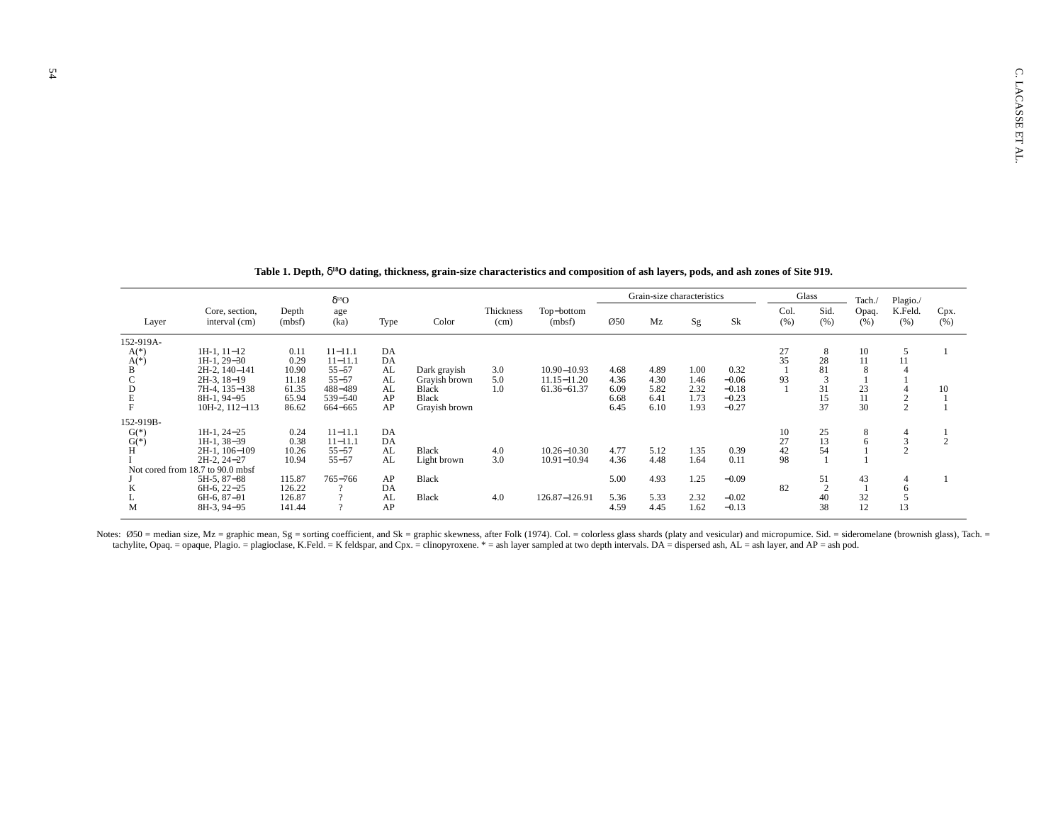**Table 1. Depth, $\delta^{18}O$ dating, thickness, grain-size characteristics and composition of ash layers, pods, and ash zones of Site 919.**

| Layer | Core, section, interval (cm) | Depth (mbsf) | $\delta^{18}O$ age (ka) | Type | Color | Thickness (cm) | Top–bottom (mbsf) | Grain-size characteristics | | | | Glass | | Tach./ Opaq. (%) | Plagio./ K.Feld. (%) | Cpx. (%) |
|---|---|---|---|---|---|---|---|---|---|---|---|---|---|---|---|---|
| | | | | | | | | Ø50 | Mz | Sg | Sk | Col. (%) | Sid. (%) | | | |
| 152-919A- | | | | | | | | | | | | | | | | |
| A(*) | 1H-1, 11–12 | 0.11 | 11–11.1 | DA | | | | | | | | 27 | 8 | 10 | 5 | 1 |
| A(*) | 1H-1, 29–30 | 0.29 | 11–11.1 | DA | | | | | | | | 35 | 28 | 11 | 11 | |
| B | 2H-2, 140–141 | 10.90 | 55–57 | AL | Dark grayish | 3.0 | 10.90–10.93 | 4.68 | 4.89 | 1.00 | 0.32 | 1 | 81 | 8 | 4 | |
| C | 2H-3, 18–19 | 11.18 | 55–57 | AL | Grayish brown | 5.0 | 11.15–11.20 | 4.36 | 4.30 | 1.46 | −0.06 | 93 | 3 | 1 | 1 | |
| D | 7H-4, 135–138 | 61.35 | 488–489 | AL | Black | 1.0 | 61.36–61.37 | 6.09 | 5.82 | 2.32 | −0.18 | 1 | 31 | 23 | 4 | 10 |
| E | 8H-1, 94–95 | 65.94 | 539–540 | AP | Black | | | 6.68 | 6.41 | 1.73 | −0.23 | | 15 | 11 | 2 | 1 |
| F | 10H-2, 112–113 | 86.62 | 664–665 | AP | Grayish brown | | | 6.45 | 6.10 | 1.93 | −0.27 | | 37 | 30 | 2 | 1 |
| 152-919B- | | | | | | | | | | | | | | | | |
| G(*) | 1H-1, 24–25 | 0.24 | 11–11.1 | DA | | | | | | | | 10 | 25 | 8 | 4 | 1 |
| G(*) | 1H-1, 38–39 | 0.38 | 11–11.1 | DA | | | | | | | | 27 | 13 | 6 | 3 | 2 |
| H | 2H-1, 106–109 | 10.26 | 55–57 | AL | Black | 4.0 | 10.26–10.30 | 4.77 | 5.12 | 1.35 | 0.39 | 42 | 54 | 1 | 2 | |
| I | 2H-2, 24–27 | 10.94 | 55–57 | AL | Light brown | 3.0 | 10.91–10.94 | 4.36 | 4.48 | 1.64 | 0.11 | 98 | 1 | 1 | | |
| Not cored from 18.7 to 90.0 mbsf | | | | | | | | | | | | | | | | |
| J | 5H-5, 87–88 | 115.87 | 765–766 | AP | Black | | | 5.00 | 4.93 | 1.25 | −0.09 | | 51 | 43 | 4 | 1 |
| K | 6H-6, 22–25 | 126.22 | ? | DA | | | | | | | | 82 | 2 | 1 | 6 | |
| L | 6H-6, 87–91 | 126.87 | ? | AL | Black | 4.0 | 126.87–126.91 | 5.36 | 5.33 | 2.32 | −0.02 | | 40 | 32 | 5 | |
| M | 8H-3, 94–95 | 141.44 | ? | AP | | | | 4.59 | 4.45 | 1.62 | −0.13 | | 38 | 12 | 13 | |

Notes: Ø50 = median size, Mz = graphic mean, Sg = sorting coefficient, and Sk = graphic skewness, after Folk (1974). Col. = colorless glass shards (platy and vesicular) and micropumice. Sid. = sideromelane (brownish glass), Tach. = tachylite, Opaq. = opaque, Plagio. = plagioclase, K.Feld. = K feldspar, and Cpx. = clinopyroxene. * = ash layer sampled at two depth intervals. DA = dispersed ash, AL = ash layer, and AP = ash pod.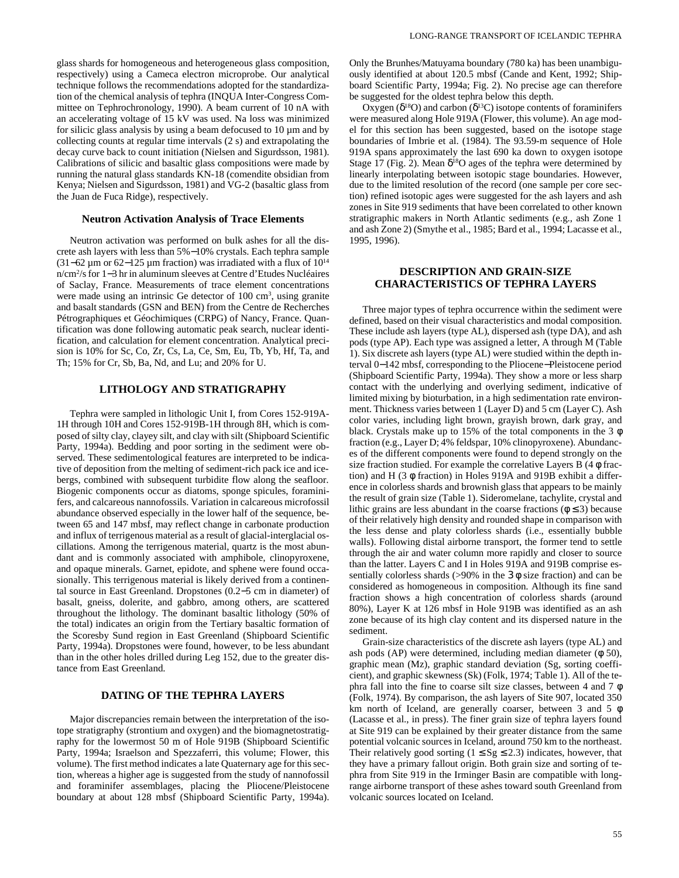glass shards for homogeneous and heterogeneous glass composition, respectively) using a Cameca electron microprobe. Our analytical technique follows the recommendations adopted for the standardization of the chemical analysis of tephra (INQUA Inter-Congress Committee on Tephrochronology, 1990). A beam current of 10 nA with an accelerating voltage of 15 kV was used. Na loss was minimized for silicic glass analysis by using a beam defocused to 10 µm and by collecting counts at regular time intervals (2 s) and extrapolating the decay curve back to count initiation (Nielsen and Sigurdsson, 1981). Calibrations of silicic and basaltic glass compositions were made by running the natural glass standards KN-18 (comendite obsidian from Kenya; Nielsen and Sigurdsson, 1981) and VG-2 (basaltic glass from the Juan de Fuca Ridge), respectively.

### Neutron Activation Analysis of Trace Elements

Neutron activation was performed on bulk ashes for all the discrete ash layers with less than 5%−10% crystals. Each tephra sample (31−62 µm or 62−125 µm fraction) was irradiated with a flux of $10^{14}$ n/cm$^2$/s for 1−3 hr in aluminum sleeves at Centre d'Etudes Nucléaires of Saclay, France. Measurements of trace element concentrations were made using an intrinsic Ge detector of 100 cm$^3$, using granite and basalt standards (GSN and BEN) from the Centre de Recherches Pétrographiques et Géochimiques (CRPG) of Nancy, France. Quantification was done following automatic peak search, nuclear identification, and calculation for element concentration. Analytical precision is 10% for Sc, Co, Zr, Cs, La, Ce, Sm, Eu, Tb, Yb, Hf, Ta, and Th; 15% for Cr, Sb, Ba, Nd, and Lu; and 20% for U.

## LITHOLOGY AND STRATIGRAPHY

Tephra were sampled in lithologic Unit I, from Cores 152-919A-1H through 10H and Cores 152-919B-1H through 8H, which is composed of silty clay, clayey silt, and clay with silt (Shipboard Scientific Party, 1994a). Bedding and poor sorting in the sediment were observed. These sedimentological features are interpreted to be indicative of deposition from the melting of sediment-rich pack ice and icebergs, combined with subsequent turbidite flow along the seafloor. Biogenic components occur as diatoms, sponge spicules, foraminifers, and calcareous nannofossils. Variation in calcareous microfossil abundance observed especially in the lower half of the sequence, between 65 and 147 mbsf, may reflect change in carbonate production and influx of terrigenous material as a result of glacial-interglacial oscillations. Among the terrigenous material, quartz is the most abundant and is commonly associated with amphibole, clinopyroxene, and opaque minerals. Garnet, epidote, and sphene were found occasionally. This terrigenous material is likely derived from a continental source in East Greenland. Dropstones (0.2−5 cm in diameter) of basalt, gneiss, dolerite, and gabbro, among others, are scattered throughout the lithology. The dominant basaltic lithology (50% of the total) indicates an origin from the Tertiary basaltic formation of the Scoresby Sund region in East Greenland (Shipboard Scientific Party, 1994a). Dropstones were found, however, to be less abundant than in the other holes drilled during Leg 152, due to the greater distance from East Greenland.

## DATING OF THE TEPHRA LAYERS

Major discrepancies remain between the interpretation of the isotope stratigraphy (strontium and oxygen) and the biomagnetostratigraphy for the lowermost 50 m of Hole 919B (Shipboard Scientific Party, 1994a; Israelson and Spezzaferri, this volume; Flower, this volume). The first method indicates a late Quaternary age for this section, whereas a higher age is suggested from the study of nannofossil and foraminifer assemblages, placing the Pliocene/Pleistocene boundary at about 128 mbsf (Shipboard Scientific Party, 1994a). Only the Brunhes/Matuyama boundary (780 ka) has been unambiguously identified at about 120.5 mbsf (Cande and Kent, 1992; Shipboard Scientific Party, 1994a; Fig. 2). No precise age can therefore be suggested for the oldest tephra below this depth.

Oxygen ($\delta^{18}O$) and carbon ($\delta^{13}C$) isotope contents of foraminifers were measured along Hole 919A (Flower, this volume). An age model for this section has been suggested, based on the isotope stage boundaries of Imbrie et al. (1984). The 93.59-m sequence of Hole 919A spans approximately the last 690 ka down to oxygen isotope Stage 17 (Fig. 2). Mean $\delta^{18}O$ ages of the tephra were determined by linearly interpolating between isotopic stage boundaries. However, due to the limited resolution of the record (one sample per core section) refined isotopic ages were suggested for the ash layers and ash zones in Site 919 sediments that have been correlated to other known stratigraphic makers in North Atlantic sediments (e.g., ash Zone 1 and ash Zone 2) (Smythe et al., 1985; Bard et al., 1994; Lacasse et al., 1995, 1996).

## DESCRIPTION AND GRAIN-SIZE CHARACTERISTICS OF TEPHRA LAYERS

Three major types of tephra occurrence within the sediment were defined, based on their visual characteristics and modal composition. These include ash layers (type AL), dispersed ash (type DA), and ash pods (type AP). Each type was assigned a letter, A through M (Table 1). Six discrete ash layers (type AL) were studied within the depth interval 0−142 mbsf, corresponding to the Pliocene−Pleistocene period (Shipboard Scientific Party, 1994a). They show a more or less sharp contact with the underlying and overlying sediment, indicative of limited mixing by bioturbation, in a high sedimentation rate environment. Thickness varies between 1 (Layer D) and 5 cm (Layer C). Ash color varies, including light brown, grayish brown, dark gray, and black. Crystals make up to 15% of the total components in the 3 $\phi$ fraction (e.g., Layer D; 4% feldspar, 10% clinopyroxene). Abundances of the different components were found to depend strongly on the size fraction studied. For example the correlative Layers B (4 $\phi$ fraction) and H (3 $\phi$ fraction) in Holes 919A and 919B exhibit a difference in colorless shards and brownish glass that appears to be mainly the result of grain size (Table 1). Sideromelane, tachylite, crystal and lithic grains are less abundant in the coarse fractions ($\phi \leq 3$) because of their relatively high density and rounded shape in comparison with the less dense and platy colorless shards (i.e., essentially bubble walls). Following distal airborne transport, the former tend to settle through the air and water column more rapidly and closer to source than the latter. Layers C and I in Holes 919A and 919B comprise essentially colorless shards (>90% in the 3 $\phi$ size fraction) and can be considered as homogeneous in composition. Although its fine sand fraction shows a high concentration of colorless shards (around 80%), Layer K at 126 mbsf in Hole 919B was identified as an ash zone because of its high clay content and its dispersed nature in the sediment.

Grain-size characteristics of the discrete ash layers (type AL) and ash pods (AP) were determined, including median diameter ($\phi$ 50), graphic mean (Mz), graphic standard deviation (Sg, sorting coefficient), and graphic skewness (Sk) (Folk, 1974; Table 1). All of the tephra fall into the fine to coarse silt size classes, between 4 and 7 $\phi$ (Folk, 1974). By comparison, the ash layers of Site 907, located 350 km north of Iceland, are generally coarser, between 3 and 5 $\phi$ (Lacasse et al., in press). The finer grain size of tephra layers found at Site 919 can be explained by their greater distance from the same potential volcanic sources in Iceland, around 750 km to the northeast. Their relatively good sorting ($1 \leq Sg \leq 2.3$) indicates, however, that they have a primary fallout origin. Both grain size and sorting of tephra from Site 919 in the Irminger Basin are compatible with long-range airborne transport of these ashes toward south Greenland from volcanic sources located on Iceland.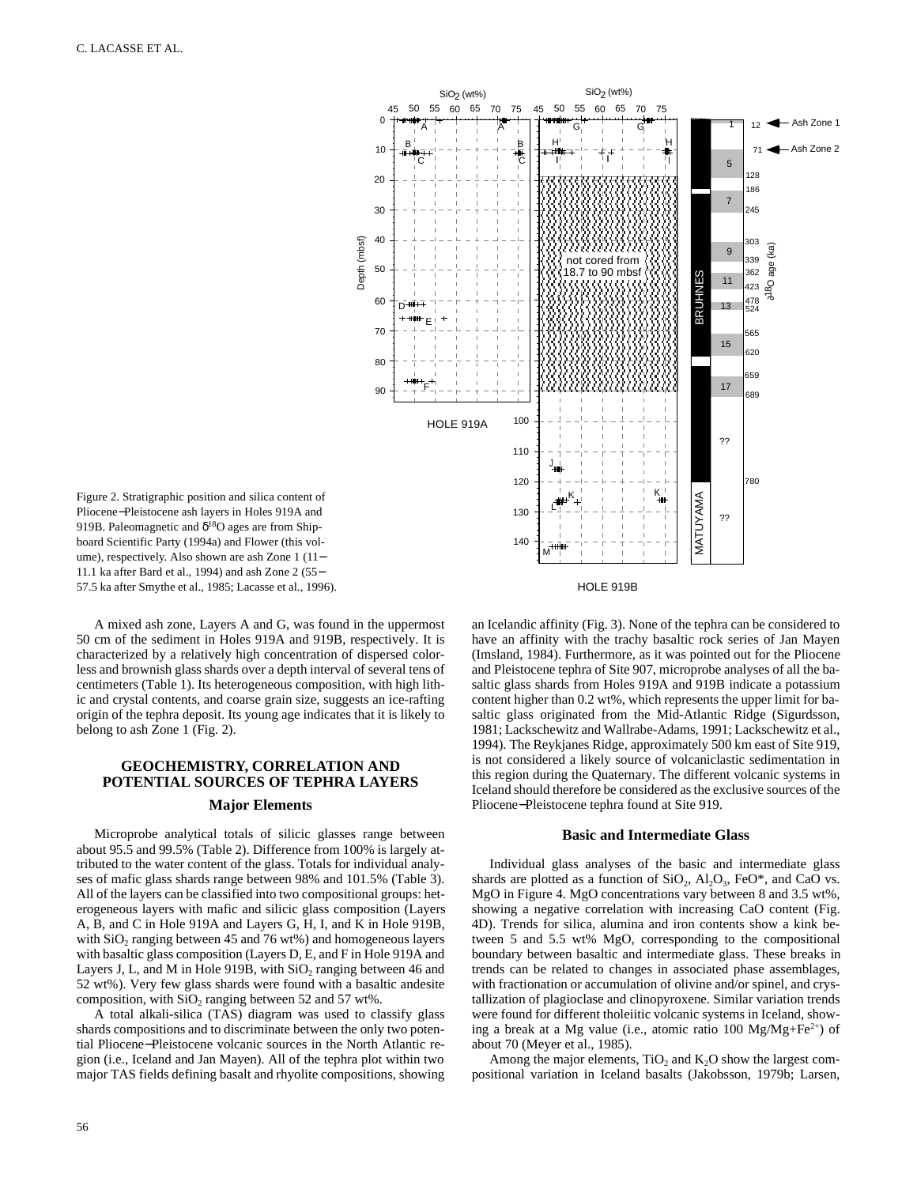Figure 2. Stratigraphic position and silica content of Pliocene−Pleistocene ash layers in Holes 919A and 919B. Paleomagnetic and $\delta^{18}O$ ages are from Shipboard Scientific Party (1994a) and Flower (this volume), respectively. Also shown are ash Zone 1 (11−11.1 ka after Bard et al., 1994) and ash Zone 2 (55−57.5 ka after Smythe et al., 1985; Lacasse et al., 1996).

A mixed ash zone, Layers A and G, was found in the uppermost 50 cm of the sediment in Holes 919A and 919B, respectively. It is characterized by a relatively high concentration of dispersed colorless and brownish glass shards over a depth interval of several tens of centimeters (Table 1). Its heterogeneous composition, with high lithic and crystal contents, and coarse grain size, suggests an ice-rafting origin of the tephra deposit. Its young age indicates that it is likely to belong to ash Zone 1 (Fig. 2).

## GEOCHEMISTRY, CORRELATION AND POTENTIAL SOURCES OF TEPHRA LAYERS

### Major Elements

Microprobe analytical totals of silicic glasses range between about 95.5 and 99.5% (Table 2). Difference from 100% is largely attributed to the water content of the glass. Totals for individual analyses of mafic glass shards range between 98% and 101.5% (Table 3). All of the layers can be classified into two compositional groups: heterogeneous layers with mafic and silicic glass composition (Layers A, B, and C in Hole 919A and Layers G, H, I, and K in Hole 919B, with $SiO_2$ ranging between 45 and 76 wt%) and homogeneous layers with basaltic glass composition (Layers D, E, and F in Hole 919A and Layers J, L, and M in Hole 919B, with $SiO_2$ ranging between 46 and 52 wt%). Very few glass shards were found with a basaltic andesite composition, with $SiO_2$ ranging between 52 and 57 wt%.

A total alkali-silica (TAS) diagram was used to classify glass shards compositions and to discriminate between the only two potential Pliocene−Pleistocene volcanic sources in the North Atlantic region (i.e., Iceland and Jan Mayen). All of the tephra plot within two major TAS fields defining basalt and rhyolite compositions, showing an Icelandic affinity (Fig. 3). None of the tephra can be considered to have an affinity with the trachy basaltic rock series of Jan Mayen (Imsland, 1984). Furthermore, as it was pointed out for the Pliocene and Pleistocene tephra of Site 907, microprobe analyses of all the basaltic glass shards from Holes 919A and 919B indicate a potassium content higher than 0.2 wt%, which represents the upper limit for basaltic glass originated from the Mid-Atlantic Ridge (Sigurdsson, 1981; Lackschewitz and Wallrabe-Adams, 1991; Lackschewitz et al., 1994). The Reykjanes Ridge, approximately 500 km east of Site 919, is not considered a likely source of volcaniclastic sedimentation in this region during the Quaternary. The different volcanic systems in Iceland should therefore be considered as the exclusive sources of the Pliocene−Pleistocene tephra found at Site 919.

### Basic and Intermediate Glass

Individual glass analyses of the basic and intermediate glass shards are plotted as a function of $SiO_2$, $Al_2O_3$, FeO*, and CaO vs. MgO in Figure 4. MgO concentrations vary between 8 and 3.5 wt%, showing a negative correlation with increasing CaO content (Fig. 4D). Trends for silica, alumina and iron contents show a kink between 5 and 5.5 wt% MgO, corresponding to the compositional boundary between basaltic and intermediate glass. These breaks in trends can be related to changes in associated phase assemblages, with fractionation or accumulation of olivine and/or spinel, and crystallization of plagioclase and clinopyroxene. Similar variation trends were found for different tholeiitic volcanic systems in Iceland, showing a break at a Mg value (i.e., atomic ratio 100 $Mg/Mg+Fe^{2+}$) of about 70 (Meyer et al., 1985).

Among the major elements, $TiO_2$ and $K_2O$ show the largest compositional variation in Iceland basalts (Jakobsson, 1979b; Larsen,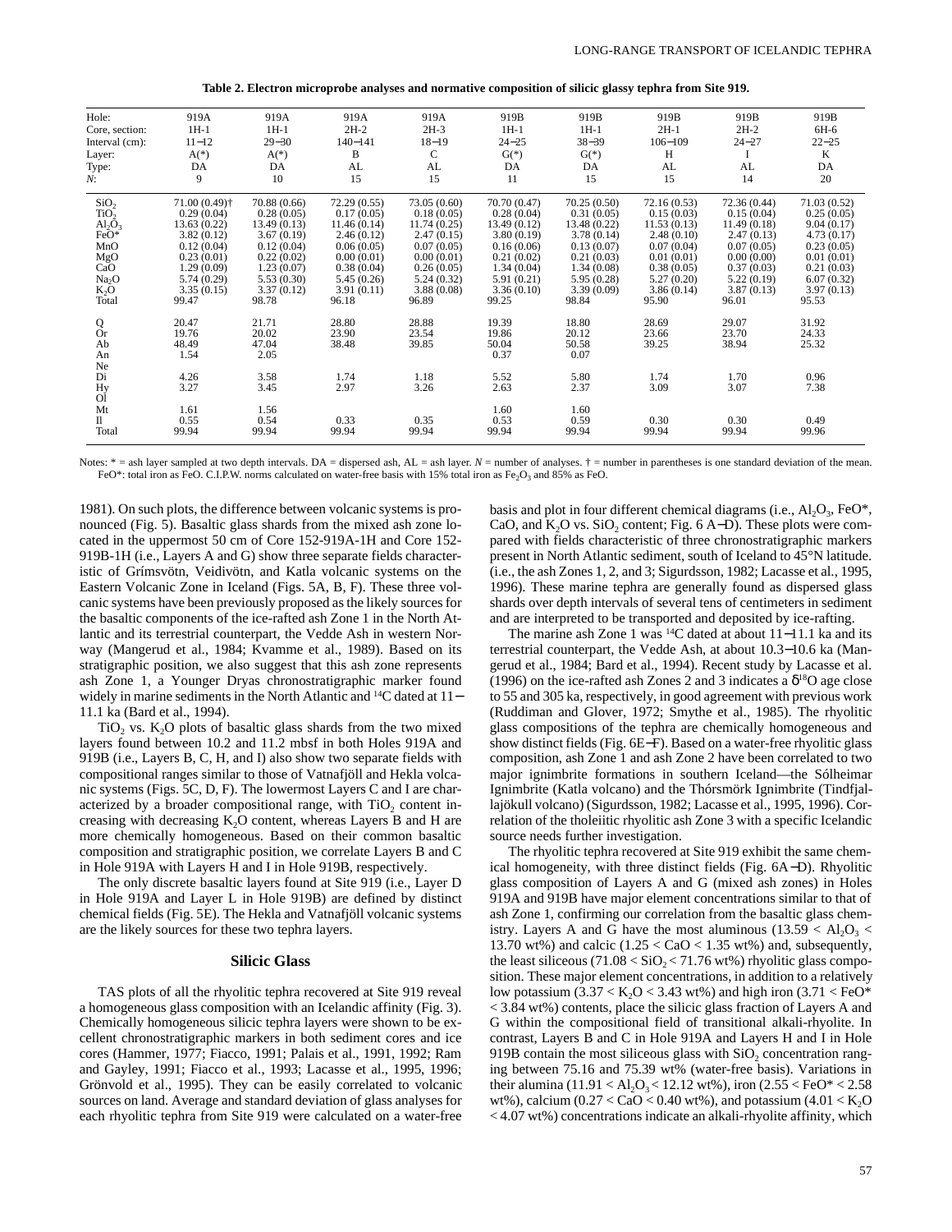**Table 2. Electron microprobe analyses and normative composition of silicic glassy tephra from Site 919.**

| Hole: | 919A | 919A | 919A | 919A | 919B | 919B | 919B | 919B | 919B |
|---|---|---|---|---|---|---|---|---|---|
| Core, section: | 1H-1 | 1H-1 | 2H-2 | 2H-3 | 1H-1 | 1H-1 | 2H-1 | 2H-2 | 6H-6 |
| Interval (cm): | 11−12 | 29−30 | 140−141 | 18−19 | 24−25 | 38−39 | 106−109 | 24−27 | 22−25 |
| Layer: | A(*) | A(*) | B | C | G(*) | G(*) | H | I | K |
| Type: | DA | DA | AL | AL | DA | DA | AL | AL | DA |
| *N*: | 9 | 10 | 15 | 15 | 11 | 15 | 15 | 14 | 20 |
| $SiO_2$ | 71.00 (0.49)† | 70.88 (0.66) | 72.29 (0.55) | 73.05 (0.60) | 70.70 (0.47) | 70.25 (0.50) | 72.16 (0.53) | 72.36 (0.44) | 71.03 (0.52) |
| $TiO_2$ | 0.29 (0.04) | 0.28 (0.05) | 0.17 (0.05) | 0.18 (0.05) | 0.28 (0.04) | 0.31 (0.05) | 0.15 (0.03) | 0.15 (0.04) | 0.25 (0.05) |
| $Al_2O_3$ | 13.63 (0.22) | 13.49 (0.13) | 11.46 (0.14) | 11.74 (0.25) | 13.49 (0.12) | 13.48 (0.22) | 11.53 (0.13) | 11.49 (0.18) | 9.04 (0.17) |
| FeO* | 3.82 (0.12) | 3.67 (0.19) | 2.46 (0.12) | 2.47 (0.15) | 3.80 (0.19) | 3.78 (0.14) | 2.48 (0.10) | 2.47 (0.13) | 4.73 (0.17) |
| MnO | 0.12 (0.04) | 0.12 (0.04) | 0.06 (0.05) | 0.07 (0.05) | 0.16 (0.06) | 0.13 (0.07) | 0.07 (0.04) | 0.07 (0.05) | 0.23 (0.05) |
| MgO | 0.23 (0.01) | 0.22 (0.02) | 0.00 (0.01) | 0.00 (0.01) | 0.21 (0.02) | 0.21 (0.03) | 0.01 (0.01) | 0.00 (0.00) | 0.01 (0.01) |
| CaO | 1.29 (0.09) | 1.23 (0.07) | 0.38 (0.04) | 0.26 (0.05) | 1.34 (0.04) | 1.34 (0.08) | 0.38 (0.05) | 0.37 (0.03) | 0.21 (0.03) |
| $Na_2O$ | 5.74 (0.29) | 5.53 (0.30) | 5.45 (0.26) | 5.24 (0.32) | 5.91 (0.21) | 5.95 (0.28) | 5.27 (0.20) | 5.22 (0.19) | 6.07 (0.32) |
| $K_2O$ | 3.35 (0.15) | 3.37 (0.12) | 3.91 (0.11) | 3.88 (0.08) | 3.36 (0.10) | 3.39 (0.09) | 3.86 (0.14) | 3.87 (0.13) | 3.97 (0.13) |
| Total | 99.47 | 98.78 | 96.18 | 96.89 | 99.25 | 98.84 | 95.90 | 96.01 | 95.53 |
| Q | 20.47 | 21.71 | 28.80 | 28.88 | 19.39 | 18.80 | 28.69 | 29.07 | 31.92 |
| Or | 19.76 | 20.02 | 23.90 | 23.54 | 19.86 | 20.12 | 23.66 | 23.70 | 24.33 |
| Ab | 48.49 | 47.04 | 38.48 | 39.85 | 50.04 | 50.58 | 39.25 | 38.94 | 25.32 |
| An | 1.54 | 2.05 | | | 0.37 | 0.07 | | | |
| Ne | | | | | | | | | |
| Di | 4.26 | 3.58 | 1.74 | 1.18 | 5.52 | 5.80 | 1.74 | 1.70 | 0.96 |
| Hy | 3.27 | 3.45 | 2.97 | 3.26 | 2.63 | 2.37 | 3.09 | 3.07 | 7.38 |
| Ol | | | | | | | | | |
| Mt | 1.61 | 1.56 | | | 1.60 | 1.60 | | | |
| Il | 0.55 | 0.54 | 0.33 | 0.35 | 0.53 | 0.59 | 0.30 | 0.30 | 0.49 |
| Total | 99.94 | 99.94 | 99.94 | 99.94 | 99.94 | 99.94 | 99.94 | 99.94 | 99.96 |

Notes: * = ash layer sampled at two depth intervals. DA = dispersed ash, AL = ash layer. *N* = number of analyses. † = number in parentheses is one standard deviation of the mean. FeO*: total iron as FeO. C.I.P.W. norms calculated on water-free basis with 15% total iron as $Fe_2O_3$ and 85% as FeO.

1981). On such plots, the difference between volcanic systems is pronounced (Fig. 5). Basaltic glass shards from the mixed ash zone located in the uppermost 50 cm of Core 152-919A-1H and Core 152-919B-1H (i.e., Layers A and G) show three separate fields characteristic of Grímsvötn, Veidivötn, and Katla volcanic systems on the Eastern Volcanic Zone in Iceland (Figs. 5A, B, F). These three volcanic systems have been previously proposed as the likely sources for the basaltic components of the ice-rafted ash Zone 1 in the North Atlantic and its terrestrial counterpart, the Vedde Ash in western Norway (Mangerud et al., 1984; Kvamme et al., 1989). Based on its stratigraphic position, we also suggest that this ash zone represents ash Zone 1, a Younger Dryas chronostratigraphic marker found widely in marine sediments in the North Atlantic and $^{14}C$ dated at 11−11.1 ka (Bard et al., 1994).

$TiO_2$ vs. $K_2O$ plots of basaltic glass shards from the two mixed layers found between 10.2 and 11.2 mbsf in both Holes 919A and 919B (i.e., Layers B, C, H, and I) also show two separate fields with compositional ranges similar to those of Vatnafjöll and Hekla volcanic systems (Figs. 5C, D, F). The lowermost Layers C and I are characterized by a broader compositional range, with $TiO_2$ content increasing with decreasing $K_2O$ content, whereas Layers B and H are more chemically homogeneous. Based on their common basaltic composition and stratigraphic position, we correlate Layers B and C in Hole 919A with Layers H and I in Hole 919B, respectively.

The only discrete basaltic layers found at Site 919 (i.e., Layer D in Hole 919A and Layer L in Hole 919B) are defined by distinct chemical fields (Fig. 5E). The Hekla and Vatnafjöll volcanic systems are the likely sources for these two tephra layers.

### Silicic Glass

TAS plots of all the rhyolitic tephra recovered at Site 919 reveal a homogeneous glass composition with an Icelandic affinity (Fig. 3). Chemically homogeneous silicic tephra layers were shown to be excellent chronostratigraphic markers in both sediment cores and ice cores (Hammer, 1977; Fiacco, 1991; Palais et al., 1991, 1992; Ram and Gayley, 1991; Fiacco et al., 1993; Lacasse et al., 1995, 1996; Grönvold et al., 1995). They can be easily correlated to volcanic sources on land. Average and standard deviation of glass analyses for each rhyolitic tephra from Site 919 were calculated on a water-free basis and plot in four different chemical diagrams (i.e., $Al_2O_3$, FeO*, CaO, and $K_2O$ vs. $SiO_2$ content; Fig. 6 A−D). These plots were compared with fields characteristic of three chronostratigraphic markers present in North Atlantic sediment, south of Iceland to 45°N latitude. (i.e., the ash Zones 1, 2, and 3; Sigurdsson, 1982; Lacasse et al., 1995, 1996). These marine tephra are generally found as dispersed glass shards over depth intervals of several tens of centimeters in sediment and are interpreted to be transported and deposited by ice-rafting.

The marine ash Zone 1 was $^{14}C$ dated at about 11−11.1 ka and its terrestrial counterpart, the Vedde Ash, at about 10.3−10.6 ka (Mangerud et al., 1984; Bard et al., 1994). Recent study by Lacasse et al. (1996) on the ice-rafted ash Zones 2 and 3 indicates a $\delta^{18}O$ age close to 55 and 305 ka, respectively, in good agreement with previous work (Ruddiman and Glover, 1972; Smythe et al., 1985). The rhyolitic glass compositions of the tephra are chemically homogeneous and show distinct fields (Fig. 6E−F). Based on a water-free rhyolitic glass composition, ash Zone 1 and ash Zone 2 have been correlated to two major ignimbrite formations in southern Iceland—the Sólheimar Ignimbrite (Katla volcano) and the Thórsmörk Ignimbrite (Tindfjallajökull volcano) (Sigurdsson, 1982; Lacasse et al., 1995, 1996). Correlation of the tholeiitic rhyolitic ash Zone 3 with a specific Icelandic source needs further investigation.

The rhyolitic tephra recovered at Site 919 exhibit the same chemical homogeneity, with three distinct fields (Fig. 6A−D). Rhyolitic glass composition of Layers A and G (mixed ash zones) in Holes 919A and 919B have major element concentrations similar to that of ash Zone 1, confirming our correlation from the basaltic glass chemistry. Layers A and G have the most aluminous ($13.59 < Al_2O_3 <$ 13.70 wt%) and calcic ($1.25 < CaO < 1.35$ wt%) and, subsequently, the least siliceous ($71.08 < SiO_2 < 71.76$ wt%) rhyolitic glass composition. These major element concentrations, in addition to a relatively low potassium ($3.37 < K_2O < 3.43$ wt%) and high iron ($3.71 <$ FeO* $< 3.84$ wt%) contents, place the silicic glass fraction of Layers A and G within the compositional field of transitional alkali-rhyolite. In contrast, Layers B and C in Hole 919A and Layers H and I in Hole 919B contain the most siliceous glass with $SiO_2$ concentration ranging between 75.16 and 75.39 wt% (water-free basis). Variations in their alumina ($11.91 < Al_2O_3 < 12.12$ wt%), iron ($2.55 <$ FeO* $< 2.58$ wt%), calcium ($0.27 < CaO < 0.40$ wt%), and potassium ($4.01 < K_2O$ $< 4.07$ wt%) concentrations indicate an alkali-rhyolite affinity, which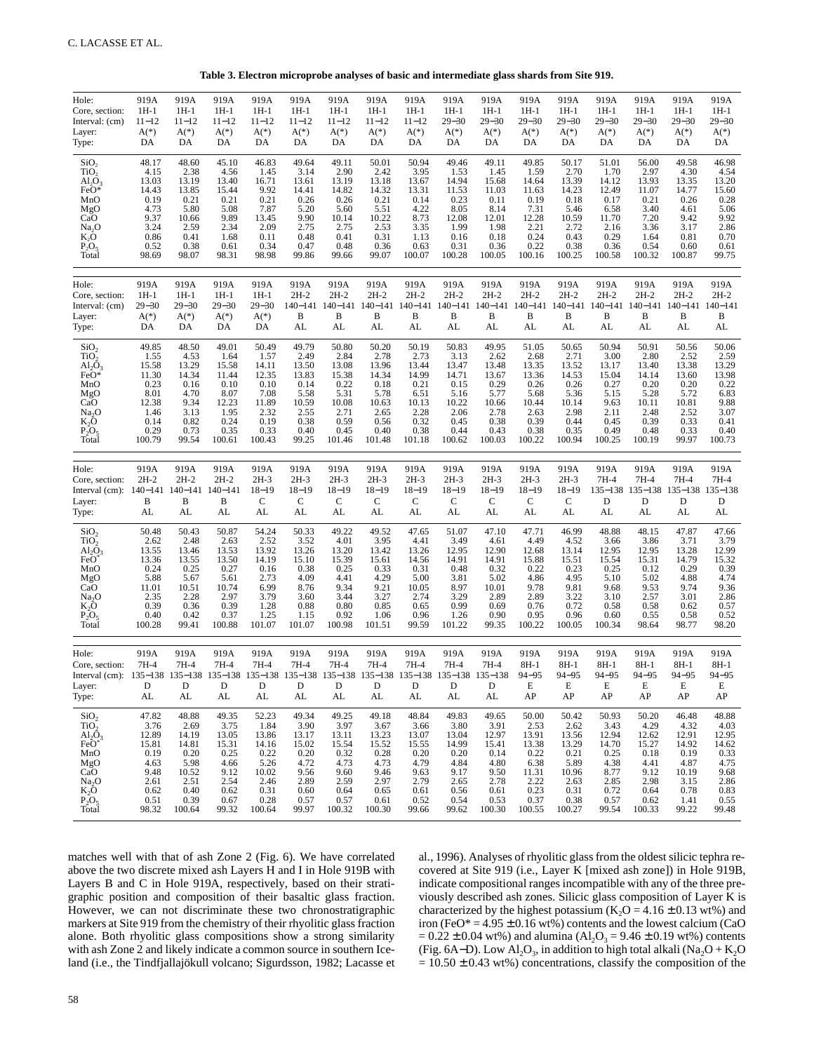**Table 3. Electron microprobe analyses of basic and intermediate glass shards from Site 919.**

| Hole: | 919A | 919A | 919A | 919A | 919A | 919A | 919A | 919A | 919A | 919A | 919A | 919A | 919A | 919A | 919A | 919A |
|---|---|---|---|---|---|---|---|---|---|---|---|---|---|---|---|---|
| Core, section: | 1H-1 | 1H-1 | 1H-1 | 1H-1 | 1H-1 | 1H-1 | 1H-1 | 1H-1 | 1H-1 | 1H-1 | 1H-1 | 1H-1 | 1H-1 | 1H-1 | 1H-1 | 1H-1 |
| Interval: (cm) | 11−12 | 11−12 | 11−12 | 11−12 | 11−12 | 11−12 | 11−12 | 11−12 | 29−30 | 29−30 | 29−30 | 29−30 | 29−30 | 29−30 | 29−30 | 29−30 |
| Layer: | A(*) | A(*) | A(*) | A(*) | A(*) | A(*) | A(*) | A(*) | A(*) | A(*) | A(*) | A(*) | A(*) | A(*) | A(*) | A(*) |
| Type: | DA | DA | DA | DA | DA | DA | DA | DA | DA | DA | DA | DA | DA | DA | DA | DA |
| $SiO_2$ | 48.17 | 48.60 | 45.10 | 46.83 | 49.64 | 49.11 | 50.01 | 50.94 | 49.46 | 49.11 | 49.85 | 50.17 | 51.01 | 56.00 | 49.58 | 46.98 |
| $TiO_2$ | 4.15 | 2.38 | 4.56 | 1.45 | 3.14 | 2.90 | 2.42 | 3.95 | 1.53 | 1.45 | 1.59 | 2.70 | 1.70 | 2.97 | 4.30 | 4.54 |
| $Al_2O_3$ | 13.03 | 13.19 | 13.40 | 16.71 | 13.61 | 13.19 | 13.18 | 13.67 | 14.94 | 15.68 | 14.64 | 13.39 | 14.12 | 13.93 | 13.35 | 13.20 |
| FeO* | 14.43 | 13.85 | 15.44 | 9.92 | 14.41 | 14.82 | 14.32 | 13.31 | 11.53 | 11.03 | 11.63 | 14.23 | 12.49 | 11.07 | 14.77 | 15.60 |
| MnO | 0.19 | 0.21 | 0.21 | 0.21 | 0.26 | 0.26 | 0.21 | 0.14 | 0.23 | 0.11 | 0.19 | 0.18 | 0.17 | 0.21 | 0.26 | 0.28 |
| MgO | 4.73 | 5.80 | 5.08 | 7.87 | 5.20 | 5.60 | 5.51 | 4.22 | 8.05 | 8.14 | 7.31 | 5.46 | 6.58 | 3.40 | 4.61 | 5.06 |
| CaO | 9.37 | 10.66 | 9.89 | 13.45 | 9.90 | 10.14 | 10.22 | 8.73 | 12.08 | 12.01 | 12.28 | 10.59 | 11.70 | 7.20 | 9.42 | 9.92 |
| $Na_2O$ | 3.24 | 2.59 | 2.34 | 2.09 | 2.75 | 2.75 | 2.53 | 3.35 | 1.99 | 1.98 | 2.21 | 2.72 | 2.16 | 3.36 | 3.17 | 2.86 |
| $K_2O$ | 0.86 | 0.41 | 1.68 | 0.11 | 0.48 | 0.41 | 0.31 | 1.13 | 0.16 | 0.18 | 0.24 | 0.43 | 0.29 | 1.64 | 0.81 | 0.70 |
| $P_2O_5$ | 0.52 | 0.38 | 0.61 | 0.34 | 0.47 | 0.48 | 0.36 | 0.63 | 0.31 | 0.36 | 0.22 | 0.38 | 0.36 | 0.54 | 0.60 | 0.61 |
| Total | 98.69 | 98.07 | 98.31 | 98.98 | 99.86 | 99.66 | 99.07 | 100.07 | 100.28 | 100.05 | 100.16 | 100.25 | 100.58 | 100.32 | 100.87 | 99.75 |
| Hole: | 919A | 919A | 919A | 919A | 919A | 919A | 919A | 919A | 919A | 919A | 919A | 919A | 919A | 919A | 919A | 919A |
| Core, section: | 1H-1 | 1H-1 | 1H-1 | 1H-1 | 2H-2 | 2H-2 | 2H-2 | 2H-2 | 2H-2 | 2H-2 | 2H-2 | 2H-2 | 2H-2 | 2H-2 | 2H-2 | 2H-2 |
| Interval: (cm) | 29−30 | 29−30 | 29−30 | 29−30 | 140−141 | 140−141 | 140−141 | 140−141 | 140−141 | 140−141 | 140−141 | 140−141 | 140−141 | 140−141 | 140−141 | 140−141 |
| Layer: | A(*) | A(*) | A(*) | A(*) | B | B | B | B | B | B | B | B | B | B | B | B |
| Type: | DA | DA | DA | DA | AL | AL | AL | AL | AL | AL | AL | AL | AL | AL | AL | AL |
| $SiO_2$ | 49.85 | 48.50 | 49.01 | 50.49 | 49.79 | 50.80 | 50.20 | 50.19 | 50.83 | 49.95 | 51.05 | 50.65 | 50.94 | 50.91 | 50.56 | 50.06 |
| $TiO_2$ | 1.55 | 4.53 | 1.64 | 1.57 | 2.49 | 2.84 | 2.78 | 2.73 | 3.13 | 2.62 | 2.68 | 2.71 | 3.00 | 2.80 | 2.52 | 2.59 |
| $Al_2O_3$ | 15.58 | 13.29 | 15.58 | 14.11 | 13.50 | 13.08 | 13.96 | 13.44 | 13.47 | 13.48 | 13.35 | 13.52 | 13.17 | 13.40 | 13.38 | 13.29 |
| FeO* | 11.30 | 14.34 | 11.44 | 12.35 | 13.83 | 15.38 | 14.34 | 14.99 | 14.71 | 13.67 | 13.36 | 14.53 | 15.04 | 14.14 | 13.60 | 13.98 |
| MnO | 0.23 | 0.16 | 0.10 | 0.10 | 0.14 | 0.22 | 0.18 | 0.21 | 0.15 | 0.29 | 0.26 | 0.26 | 0.27 | 0.20 | 0.20 | 0.22 |
| MgO | 8.01 | 4.70 | 8.07 | 7.08 | 5.58 | 5.31 | 5.78 | 6.51 | 5.16 | 5.77 | 5.68 | 5.36 | 5.15 | 5.28 | 5.72 | 6.83 |
| CaO | 12.38 | 9.34 | 12.23 | 11.89 | 10.59 | 10.08 | 10.63 | 10.13 | 10.22 | 10.66 | 10.44 | 10.14 | 9.63 | 10.11 | 10.81 | 9.88 |
| $Na_2O$ | 1.46 | 3.13 | 1.95 | 2.32 | 2.55 | 2.71 | 2.65 | 2.28 | 2.06 | 2.78 | 2.63 | 2.98 | 2.11 | 2.48 | 2.52 | 3.07 |
| $K_2O$ | 0.14 | 0.82 | 0.24 | 0.19 | 0.38 | 0.59 | 0.56 | 0.32 | 0.45 | 0.38 | 0.39 | 0.44 | 0.45 | 0.39 | 0.33 | 0.41 |
| $P_2O_5$ | 0.29 | 0.73 | 0.35 | 0.33 | 0.40 | 0.45 | 0.40 | 0.38 | 0.44 | 0.43 | 0.38 | 0.35 | 0.49 | 0.48 | 0.33 | 0.40 |
| Total | 100.79 | 99.54 | 100.61 | 100.43 | 99.25 | 101.46 | 101.48 | 101.18 | 100.62 | 100.03 | 100.22 | 100.94 | 100.25 | 100.19 | 99.97 | 100.73 |
| Hole: | 919A | 919A | 919A | 919A | 919A | 919A | 919A | 919A | 919A | 919A | 919A | 919A | 919A | 919A | 919A | 919A |
| Core, section: | 2H-2 | 2H-2 | 2H-2 | 2H-3 | 2H-3 | 2H-3 | 2H-3 | 2H-3 | 2H-3 | 2H-3 | 2H-3 | 2H-3 | 7H-4 | 7H-4 | 7H-4 | 7H-4 |
| Interval (cm): | 140−141 | 140−141 | 140−141 | 18−19 | 18−19 | 18−19 | 18−19 | 18−19 | 18−19 | 18−19 | 18−19 | 18−19 | 135−138 | 135−138 | 135−138 | 135−138 |
| Layer: | B | B | B | C | C | C | C | C | C | C | C | C | D | D | D | D |
| Type: | AL | AL | AL | AL | AL | AL | AL | AL | AL | AL | AL | AL | AL | AL | AL | AL |
| $SiO_2$ | 50.48 | 50.43 | 50.87 | 54.24 | 50.33 | 49.22 | 49.52 | 47.65 | 51.07 | 47.10 | 47.71 | 46.99 | 48.88 | 48.15 | 47.87 | 47.66 |
| $TiO_2$ | 2.62 | 2.48 | 2.63 | 2.52 | 3.52 | 4.01 | 3.95 | 4.41 | 3.49 | 4.61 | 4.49 | 4.52 | 3.66 | 3.86 | 3.71 | 3.79 |
| $Al_2O_3$ | 13.55 | 13.46 | 13.53 | 13.92 | 13.26 | 13.20 | 13.42 | 13.26 | 12.95 | 12.90 | 12.68 | 13.14 | 12.95 | 12.95 | 13.28 | 12.99 |
| FeO* | 13.36 | 13.55 | 13.50 | 14.19 | 15.10 | 15.39 | 15.61 | 14.56 | 14.91 | 14.91 | 15.88 | 15.51 | 15.54 | 15.31 | 14.79 | 15.32 |
| MnO | 0.24 | 0.25 | 0.27 | 0.16 | 0.38 | 0.25 | 0.33 | 0.31 | 0.48 | 0.32 | 0.22 | 0.23 | 0.25 | 0.12 | 0.29 | 0.39 |
| MgO | 5.88 | 5.67 | 5.61 | 2.73 | 4.09 | 4.41 | 4.29 | 5.00 | 3.81 | 5.02 | 4.86 | 4.95 | 5.10 | 5.02 | 4.88 | 4.74 |
| CaO | 11.01 | 10.51 | 10.74 | 6.99 | 8.76 | 9.34 | 9.21 | 10.05 | 8.97 | 10.01 | 9.78 | 9.81 | 9.68 | 9.53 | 9.74 | 9.36 |
| $Na_2O$ | 2.35 | 2.28 | 2.97 | 3.79 | 3.60 | 3.44 | 3.27 | 2.74 | 3.29 | 2.89 | 2.89 | 3.22 | 3.10 | 2.57 | 3.01 | 2.86 |
| $K_2O$ | 0.39 | 0.36 | 0.39 | 1.28 | 0.88 | 0.80 | 0.85 | 0.65 | 0.99 | 0.69 | 0.76 | 0.72 | 0.58 | 0.58 | 0.62 | 0.57 |
| $P_2O_5$ | 0.40 | 0.42 | 0.37 | 1.25 | 1.15 | 0.92 | 1.06 | 0.96 | 1.26 | 0.90 | 0.95 | 0.96 | 0.60 | 0.55 | 0.58 | 0.52 |
| Total | 100.28 | 99.41 | 100.88 | 101.07 | 101.07 | 100.98 | 101.51 | 99.59 | 101.22 | 99.35 | 100.22 | 100.05 | 100.34 | 98.64 | 98.77 | 98.20 |
| Hole: | 919A | 919A | 919A | 919A | 919A | 919A | 919A | 919A | 919A | 919A | 919A | 919A | 919A | 919A | 919A | 919A |
| Core, section: | 7H-4 | 7H-4 | 7H-4 | 7H-4 | 7H-4 | 7H-4 | 7H-4 | 7H-4 | 7H-4 | 7H-4 | 8H-1 | 8H-1 | 8H-1 | 8H-1 | 8H-1 | 8H-1 |
| Interval (cm): | 135−138 | 135−138 | 135−138 | 135−138 | 135−138 | 135−138 | 135−138 | 135−138 | 135−138 | 135−138 | 94−95 | 94−95 | 94−95 | 94−95 | 94−95 | 94−95 |
| Layer: | D | D | D | D | D | D | D | D | D | D | E | E | E | E | E | E |
| Type: | AL | AL | AL | AL | AL | AL | AL | AL | AL | AL | AP | AP | AP | AP | AP | AP |
| $SiO_2$ | 47.82 | 48.88 | 49.35 | 52.23 | 49.34 | 49.25 | 49.18 | 48.84 | 49.83 | 49.65 | 50.00 | 50.42 | 50.93 | 50.20 | 46.48 | 48.88 |
| $TiO_2$ | 3.76 | 2.69 | 3.75 | 1.84 | 3.90 | 3.97 | 3.67 | 3.66 | 3.80 | 3.91 | 2.53 | 2.62 | 3.43 | 4.29 | 4.32 | 4.03 |
| $Al_2O_3$ | 12.89 | 14.19 | 13.05 | 13.86 | 13.17 | 13.11 | 13.23 | 13.07 | 13.04 | 12.97 | 13.91 | 13.56 | 12.94 | 12.62 | 12.91 | 12.95 |
| FeO* | 15.81 | 14.81 | 15.31 | 14.16 | 15.02 | 15.54 | 15.52 | 15.55 | 14.99 | 15.41 | 13.38 | 13.29 | 14.70 | 15.27 | 14.92 | 14.62 |
| MnO | 0.19 | 0.20 | 0.25 | 0.22 | 0.20 | 0.32 | 0.28 | 0.20 | 0.20 | 0.14 | 0.22 | 0.21 | 0.25 | 0.18 | 0.19 | 0.33 |
| MgO | 4.63 | 5.98 | 4.66 | 5.26 | 4.72 | 4.73 | 4.73 | 4.79 | 4.84 | 4.80 | 6.38 | 5.89 | 4.38 | 4.41 | 4.87 | 4.75 |
| CaO | 9.48 | 10.52 | 9.12 | 10.02 | 9.56 | 9.60 | 9.46 | 9.63 | 9.17 | 9.50 | 11.31 | 10.96 | 8.77 | 9.12 | 10.19 | 9.68 |
| $Na_2O$ | 2.61 | 2.51 | 2.54 | 2.46 | 2.89 | 2.59 | 2.97 | 2.79 | 2.65 | 2.78 | 2.22 | 2.63 | 2.85 | 2.98 | 3.15 | 2.86 |
| $K_2O$ | 0.62 | 0.40 | 0.62 | 0.31 | 0.60 | 0.64 | 0.65 | 0.61 | 0.56 | 0.61 | 0.23 | 0.31 | 0.72 | 0.64 | 0.78 | 0.83 |
| $P_2O_5$ | 0.51 | 0.39 | 0.67 | 0.28 | 0.57 | 0.57 | 0.61 | 0.52 | 0.54 | 0.53 | 0.37 | 0.38 | 0.57 | 0.62 | 1.41 | 0.55 |
| Total | 98.32 | 100.64 | 99.32 | 100.64 | 99.97 | 100.32 | 100.30 | 99.66 | 99.62 | 100.30 | 100.55 | 100.27 | 99.54 | 100.33 | 99.22 | 99.48 |

matches well with that of ash Zone 2 (Fig. 6). We have correlated above the two discrete mixed ash Layers H and I in Hole 919B with Layers B and C in Hole 919A, respectively, based on their stratigraphic position and composition of their basaltic glass fraction. However, we can not discriminate these two chronostratigraphic markers at Site 919 from the chemistry of their rhyolitic glass fraction alone. Both rhyolitic glass compositions show a strong similarity with ash Zone 2 and likely indicate a common source in southern Iceland (i.e., the Tindfjallajökull volcano; Sigurdsson, 1982; Lacasse et al., 1996). Analyses of rhyolitic glass from the oldest silicic tephra recovered at Site 919 (i.e., Layer K [mixed ash zone]) in Hole 919B, indicate compositional ranges incompatible with any of the three previously described ash zones. Silicic glass composition of Layer K is characterized by the highest potassium ($K_2O = 4.16 \pm 0.13$ wt%) and iron ($FeO^* = 4.95 \pm 0.16$ wt%) contents and the lowest calcium ($CaO = 0.22 \pm 0.04$ wt%) and alumina ($Al_2O_3 = 9.46 \pm 0.19$ wt%) contents (Fig. 6A−D). Low $Al_2O_3$, in addition to high total alkali ($Na_2O + K_2O = 10.50 \pm 0.43$ wt%) concentrations, classify the composition of the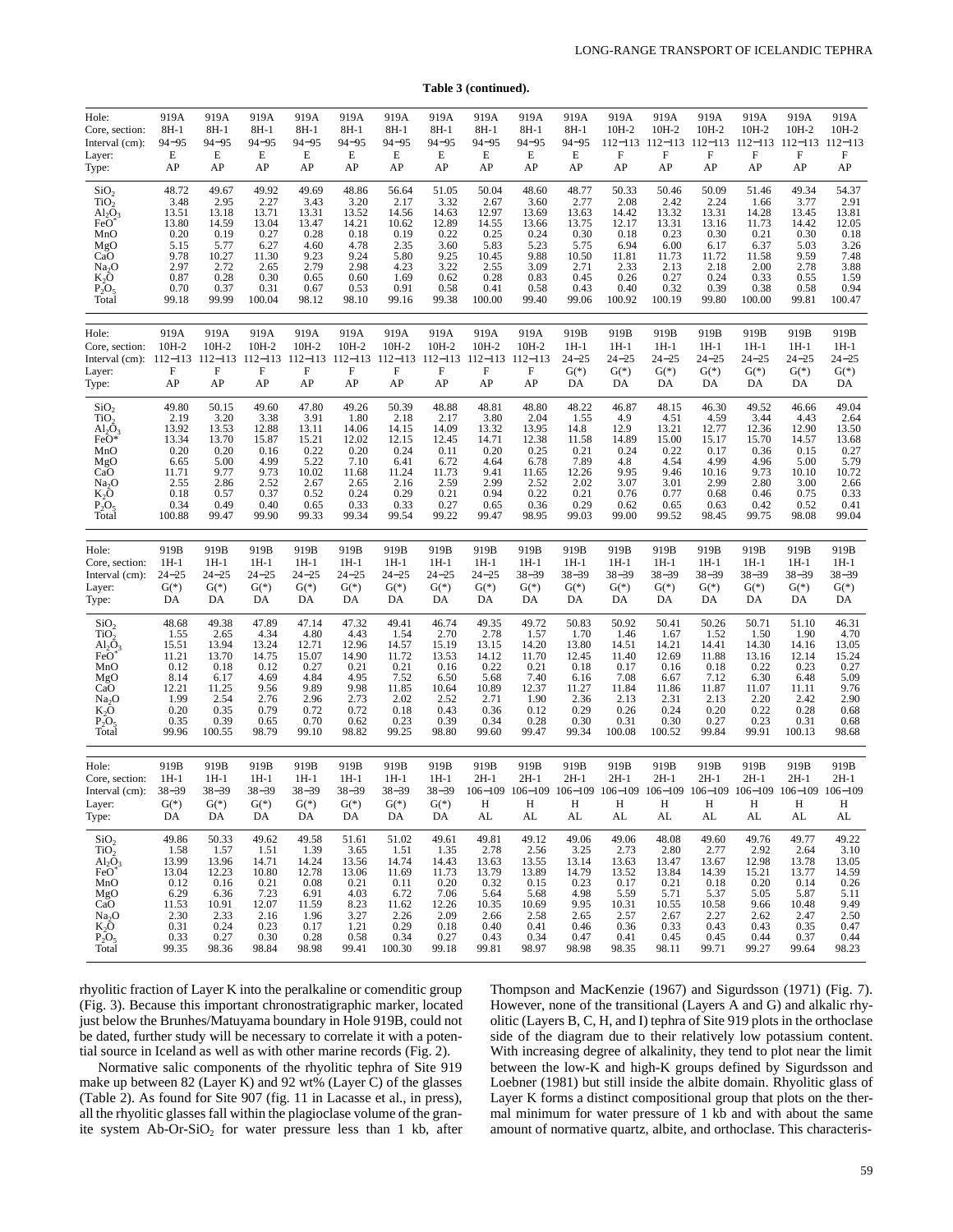**Table 3 (continued).**

| Hole: | 919A | 919A | 919A | 919A | 919A | 919A | 919A | 919A | 919A | 919A | 919A | 919A | 919A | 919A | 919A | 919A |
|---|---|---|---|---|---|---|---|---|---|---|---|---|---|---|---|---|
| Core, section: | 8H-1 | 8H-1 | 8H-1 | 8H-1 | 8H-1 | 8H-1 | 8H-1 | 8H-1 | 8H-1 | 8H-1 | 10H-2 | 10H-2 | 10H-2 | 10H-2 | 10H-2 | 10H-2 |
| Interval (cm): | 94−95 | 94−95 | 94−95 | 94−95 | 94−95 | 94−95 | 94−95 | 94−95 | 94−95 | 94−95 | 112−113 | 112−113 | 112−113 | 112−113 | 112−113 | 112−113 |
| Layer: | E | E | E | E | E | E | E | E | E | E | F | F | F | F | F | F |
| Type: | AP | AP | AP | AP | AP | AP | AP | AP | AP | AP | AP | AP | AP | AP | AP | AP |
| $SiO_2$ | 48.72 | 49.67 | 49.92 | 49.69 | 48.86 | 56.64 | 51.05 | 50.04 | 48.60 | 48.77 | 50.33 | 50.46 | 50.09 | 51.46 | 49.34 | 54.37 |
| $TiO_2$ | 3.48 | 2.95 | 2.27 | 3.43 | 3.20 | 2.17 | 3.32 | 2.67 | 3.60 | 2.77 | 2.08 | 2.42 | 2.24 | 1.66 | 3.77 | 2.91 |
| $Al_2O_3$ | 13.51 | 13.18 | 13.71 | 13.31 | 13.52 | 14.56 | 14.63 | 12.97 | 13.69 | 13.63 | 14.42 | 13.32 | 13.31 | 14.28 | 13.45 | 13.81 |
| $FeO^*$ | 13.80 | 14.59 | 13.04 | 13.47 | 14.21 | 10.62 | 12.89 | 14.55 | 13.66 | 13.75 | 12.17 | 13.31 | 13.16 | 11.73 | 14.42 | 12.05 |
| MnO | 0.20 | 0.19 | 0.27 | 0.28 | 0.18 | 0.19 | 0.22 | 0.25 | 0.24 | 0.30 | 0.18 | 0.23 | 0.30 | 0.21 | 0.30 | 0.18 |
| MgO | 5.15 | 5.77 | 6.27 | 4.60 | 4.78 | 2.35 | 3.60 | 5.83 | 5.23 | 5.75 | 6.94 | 6.00 | 6.17 | 6.37 | 5.03 | 3.26 |
| CaO | 9.78 | 10.27 | 11.30 | 9.23 | 9.24 | 5.80 | 9.25 | 10.45 | 9.88 | 10.50 | 11.81 | 11.73 | 11.72 | 11.58 | 9.59 | 7.48 |
| $Na_2O$ | 2.97 | 2.72 | 2.65 | 2.79 | 2.98 | 4.23 | 3.22 | 2.55 | 3.09 | 2.71 | 2.33 | 2.13 | 2.18 | 2.00 | 2.78 | 3.88 |
| $K_2O$ | 0.87 | 0.28 | 0.30 | 0.65 | 0.60 | 1.69 | 0.62 | 0.28 | 0.83 | 0.45 | 0.26 | 0.27 | 0.24 | 0.33 | 0.55 | 1.59 |
| $P_2O_5$ | 0.70 | 0.37 | 0.31 | 0.67 | 0.53 | 0.91 | 0.58 | 0.41 | 0.58 | 0.43 | 0.40 | 0.32 | 0.39 | 0.38 | 0.58 | 0.94 |
| Total | 99.18 | 99.99 | 100.04 | 98.12 | 98.10 | 99.16 | 99.38 | 100.00 | 99.40 | 99.06 | 100.92 | 100.19 | 99.80 | 100.00 | 99.81 | 100.47 |

| Hole: | 919A | 919A | 919A | 919A | 919A | 919A | 919A | 919A | 919A | 919B | 919B | 919B | 919B | 919B | 919B | 919B |
|---|---|---|---|---|---|---|---|---|---|---|---|---|---|---|---|---|
| Core, section: | 10H-2 | 10H-2 | 10H-2 | 10H-2 | 10H-2 | 10H-2 | 10H-2 | 10H-2 | 10H-2 | 1H-1 | 1H-1 | 1H-1 | 1H-1 | 1H-1 | 1H-1 | 1H-1 |
| Interval (cm): | 112−113 | 112−113 | 112−113 | 112−113 | 112−113 | 112−113 | 112−113 | 112−113 | 112−113 | 24−25 | 24−25 | 24−25 | 24−25 | 24−25 | 24−25 | 24−25 |
| Layer: | F | F | F | F | F | F | F | F | F | G(*) | G(*) | G(*) | G(*) | G(*) | G(*) | G(*) |
| Type: | AP | AP | AP | AP | AP | AP | AP | AP | AP | DA | DA | DA | DA | DA | DA | DA |
| $SiO_2$ | 49.80 | 50.15 | 49.60 | 47.80 | 49.26 | 50.39 | 48.88 | 48.81 | 48.80 | 48.22 | 46.87 | 48.15 | 46.30 | 49.52 | 46.66 | 49.04 |
| $TiO_2$ | 2.19 | 3.20 | 3.38 | 3.91 | 1.80 | 2.18 | 2.17 | 3.80 | 2.04 | 1.55 | 4.9 | 4.51 | 4.59 | 3.44 | 4.43 | 2.64 |
| $Al_2O_3$ | 13.92 | 13.53 | 12.88 | 13.11 | 14.06 | 14.15 | 14.09 | 13.32 | 13.95 | 14.8 | 12.9 | 13.21 | 12.77 | 12.36 | 12.90 | 13.50 |
| $FeO^*$ | 13.34 | 13.70 | 15.87 | 15.21 | 12.02 | 12.15 | 12.45 | 14.71 | 12.38 | 11.58 | 14.89 | 15.00 | 15.17 | 15.70 | 14.57 | 13.68 |
| MnO | 0.20 | 0.20 | 0.16 | 0.22 | 0.20 | 0.24 | 0.11 | 0.20 | 0.25 | 0.21 | 0.24 | 0.22 | 0.17 | 0.36 | 0.15 | 0.27 |
| MgO | 6.65 | 5.00 | 4.99 | 5.22 | 7.10 | 6.41 | 6.72 | 4.64 | 6.78 | 7.89 | 4.8 | 4.54 | 4.99 | 4.96 | 5.00 | 5.79 |
| CaO | 11.71 | 9.77 | 9.73 | 10.02 | 11.68 | 11.24 | 11.73 | 9.41 | 11.65 | 12.26 | 9.95 | 9.46 | 10.16 | 9.73 | 10.10 | 10.72 |
| $Na_2O$ | 2.55 | 2.86 | 2.52 | 2.67 | 2.65 | 2.16 | 2.59 | 2.99 | 2.52 | 2.02 | 3.07 | 3.01 | 2.99 | 2.80 | 3.00 | 2.66 |
| $K_2O$ | 0.18 | 0.57 | 0.37 | 0.52 | 0.24 | 0.29 | 0.21 | 0.94 | 0.22 | 0.21 | 0.76 | 0.77 | 0.68 | 0.46 | 0.75 | 0.33 |
| $P_2O_5$ | 0.34 | 0.49 | 0.40 | 0.65 | 0.33 | 0.33 | 0.27 | 0.65 | 0.36 | 0.29 | 0.62 | 0.65 | 0.63 | 0.42 | 0.52 | 0.41 |
| Total | 100.88 | 99.47 | 99.90 | 99.33 | 99.34 | 99.54 | 99.22 | 99.47 | 98.95 | 99.03 | 99.00 | 99.52 | 98.45 | 99.75 | 98.08 | 99.04 |

| Hole: | 919B | 919B | 919B | 919B | 919B | 919B | 919B | 919B | 919B | 919B | 919B | 919B | 919B | 919B | 919B | 919B |
|---|---|---|---|---|---|---|---|---|---|---|---|---|---|---|---|---|
| Core, section: | 1H-1 | 1H-1 | 1H-1 | 1H-1 | 1H-1 | 1H-1 | 1H-1 | 1H-1 | 1H-1 | 1H-1 | 1H-1 | 1H-1 | 1H-1 | 1H-1 | 1H-1 | 1H-1 |
| Interval (cm): | 24−25 | 24−25 | 24−25 | 24−25 | 24−25 | 24−25 | 24−25 | 24−25 | 38−39 | 38−39 | 38−39 | 38−39 | 38−39 | 38−39 | 38−39 | 38−39 |
| Layer: | G(*) | G(*) | G(*) | G(*) | G(*) | G(*) | G(*) | G(*) | G(*) | G(*) | G(*) | G(*) | G(*) | G(*) | G(*) | G(*) |
| Type: | DA | DA | DA | DA | DA | DA | DA | DA | DA | DA | DA | DA | DA | DA | DA | DA |
| $SiO_2$ | 48.68 | 49.38 | 47.89 | 47.14 | 47.32 | 49.41 | 46.74 | 49.35 | 49.72 | 50.83 | 50.92 | 50.41 | 50.26 | 50.71 | 51.10 | 46.31 |
| $TiO_2$ | 1.55 | 2.65 | 4.34 | 4.80 | 4.43 | 1.54 | 2.70 | 2.78 | 1.57 | 1.70 | 1.46 | 1.67 | 1.52 | 1.50 | 1.90 | 4.70 |
| $Al_2O_3$ | 15.51 | 13.94 | 13.24 | 12.71 | 12.96 | 14.57 | 15.19 | 13.15 | 14.20 | 13.80 | 14.51 | 14.21 | 14.41 | 14.30 | 14.16 | 13.05 |
| $FeO^*$ | 11.21 | 13.70 | 14.75 | 15.07 | 14.90 | 11.72 | 13.53 | 14.12 | 11.70 | 12.45 | 11.40 | 12.69 | 11.88 | 13.16 | 12.14 | 15.24 |
| MnO | 0.12 | 0.18 | 0.12 | 0.27 | 0.21 | 0.21 | 0.16 | 0.22 | 0.21 | 0.18 | 0.17 | 0.16 | 0.18 | 0.22 | 0.23 | 0.27 |
| MgO | 8.14 | 6.17 | 4.69 | 4.84 | 4.95 | 7.52 | 6.50 | 5.68 | 7.40 | 6.16 | 7.08 | 6.67 | 7.12 | 6.30 | 6.48 | 5.09 |
| CaO | 12.21 | 11.25 | 9.56 | 9.89 | 9.98 | 11.85 | 10.64 | 10.89 | 12.37 | 11.27 | 11.84 | 11.86 | 11.87 | 11.07 | 11.11 | 9.76 |
| $Na_2O$ | 1.99 | 2.54 | 2.76 | 2.96 | 2.73 | 2.02 | 2.52 | 2.71 | 1.90 | 2.36 | 2.13 | 2.31 | 2.13 | 2.20 | 2.42 | 2.90 |
| $K_2O$ | 0.20 | 0.35 | 0.79 | 0.72 | 0.72 | 0.18 | 0.43 | 0.36 | 0.12 | 0.29 | 0.26 | 0.24 | 0.20 | 0.22 | 0.28 | 0.68 |
| $P_2O_5$ | 0.35 | 0.39 | 0.65 | 0.70 | 0.62 | 0.23 | 0.39 | 0.34 | 0.28 | 0.30 | 0.31 | 0.30 | 0.27 | 0.23 | 0.31 | 0.68 |
| Total | 99.96 | 100.55 | 98.79 | 99.10 | 98.82 | 99.25 | 98.80 | 99.60 | 99.47 | 99.34 | 100.08 | 100.52 | 99.84 | 99.91 | 100.13 | 98.68 |

| Hole: | 919B | 919B | 919B | 919B | 919B | 919B | 919B | 919B | 919B | 919B | 919B | 919B | 919B | 919B | 919B | 919B |
|---|---|---|---|---|---|---|---|---|---|---|---|---|---|---|---|---|
| Core, section: | 1H-1 | 1H-1 | 1H-1 | 1H-1 | 1H-1 | 1H-1 | 1H-1 | 2H-1 | 2H-1 | 2H-1 | 2H-1 | 2H-1 | 2H-1 | 2H-1 | 2H-1 | 2H-1 |
| Interval (cm): | 38−39 | 38−39 | 38−39 | 38−39 | 38−39 | 38−39 | 38−39 | 106−109 | 106−109 | 106−109 | 106−109 | 106−109 | 106−109 | 106−109 | 106−109 | 106−109 |
| Layer: | G(*) | G(*) | G(*) | G(*) | G(*) | G(*) | G(*) | H | H | H | H | H | H | H | H | H |
| Type: | DA | DA | DA | DA | DA | DA | DA | AL | AL | AL | AL | AL | AL | AL | AL | AL |
| $SiO_2$ | 49.86 | 50.33 | 49.62 | 49.58 | 51.61 | 51.02 | 49.61 | 49.81 | 49.12 | 49.06 | 49.06 | 48.08 | 49.60 | 49.76 | 49.77 | 49.22 |
| $TiO_2$ | 1.58 | 1.57 | 1.51 | 1.39 | 3.65 | 1.51 | 1.35 | 2.78 | 2.56 | 3.25 | 2.73 | 2.80 | 2.77 | 2.92 | 2.64 | 3.10 |
| $Al_2O_3$ | 13.99 | 13.96 | 14.71 | 14.24 | 13.56 | 14.74 | 14.43 | 13.63 | 13.55 | 13.14 | 13.63 | 13.47 | 13.67 | 12.98 | 13.78 | 13.05 |
| $FeO^*$ | 13.04 | 12.23 | 10.80 | 12.78 | 13.06 | 11.69 | 11.73 | 13.79 | 13.89 | 14.79 | 13.52 | 13.84 | 14.39 | 15.21 | 13.77 | 14.59 |
| MnO | 0.12 | 0.16 | 0.21 | 0.08 | 0.21 | 0.11 | 0.20 | 0.32 | 0.15 | 0.23 | 0.17 | 0.21 | 0.18 | 0.20 | 0.14 | 0.26 |
| MgO | 6.29 | 6.36 | 7.23 | 6.91 | 4.03 | 6.72 | 7.06 | 5.64 | 5.68 | 4.98 | 5.59 | 5.71 | 5.37 | 5.05 | 5.87 | 5.11 |
| CaO | 11.53 | 10.91 | 12.07 | 11.59 | 8.23 | 11.62 | 12.26 | 10.35 | 10.69 | 9.95 | 10.31 | 10.55 | 10.58 | 9.66 | 10.48 | 9.49 |
| $Na_2O$ | 2.30 | 2.33 | 2.16 | 1.96 | 3.27 | 2.26 | 2.09 | 2.66 | 2.58 | 2.65 | 2.57 | 2.67 | 2.27 | 2.62 | 2.47 | 2.50 |
| $K_2O$ | 0.31 | 0.24 | 0.23 | 0.17 | 1.21 | 0.29 | 0.18 | 0.40 | 0.41 | 0.46 | 0.36 | 0.33 | 0.43 | 0.43 | 0.35 | 0.47 |
| $P_2O_5$ | 0.33 | 0.27 | 0.30 | 0.28 | 0.58 | 0.34 | 0.27 | 0.43 | 0.34 | 0.47 | 0.41 | 0.45 | 0.45 | 0.44 | 0.37 | 0.44 |
| Total | 99.35 | 98.36 | 98.84 | 98.98 | 99.41 | 100.30 | 99.18 | 99.81 | 98.97 | 98.98 | 98.35 | 98.11 | 99.71 | 99.27 | 99.64 | 98.23 |

rhyolitic fraction of Layer K into the peralkaline or comenditic group (Fig. 3). Because this important chronostratigraphic marker, located just below the Brunhes/Matuyama boundary in Hole 919B, could not be dated, further study will be necessary to correlate it with a potential source in Iceland as well as with other marine records (Fig. 2).

Normative salic components of the rhyolitic tephra of Site 919 make up between 82 (Layer K) and 92 wt% (Layer C) of the glasses (Table 2). As found for Site 907 (fig. 11 in Lacasse et al., in press), all the rhyolitic glasses fall within the plagioclase volume of the granite system Ab-Or-$SiO_2$ for water pressure less than 1 kb, after Thompson and MacKenzie (1967) and Sigurdsson (1971) (Fig. 7). However, none of the transitional (Layers A and G) and alkalic rhyolitic (Layers B, C, H, and I) tephra of Site 919 plots in the orthoclase side of the diagram due to their relatively low potassium content. With increasing degree of alkalinity, they tend to plot near the limit between the low-K and high-K groups defined by Sigurdsson and Loebner (1981) but still inside the albite domain. Rhyolitic glass of Layer K forms a distinct compositional group that plots on the thermal minimum for water pressure of 1 kb and with about the same amount of normative quartz, albite, and orthoclase. This characteris-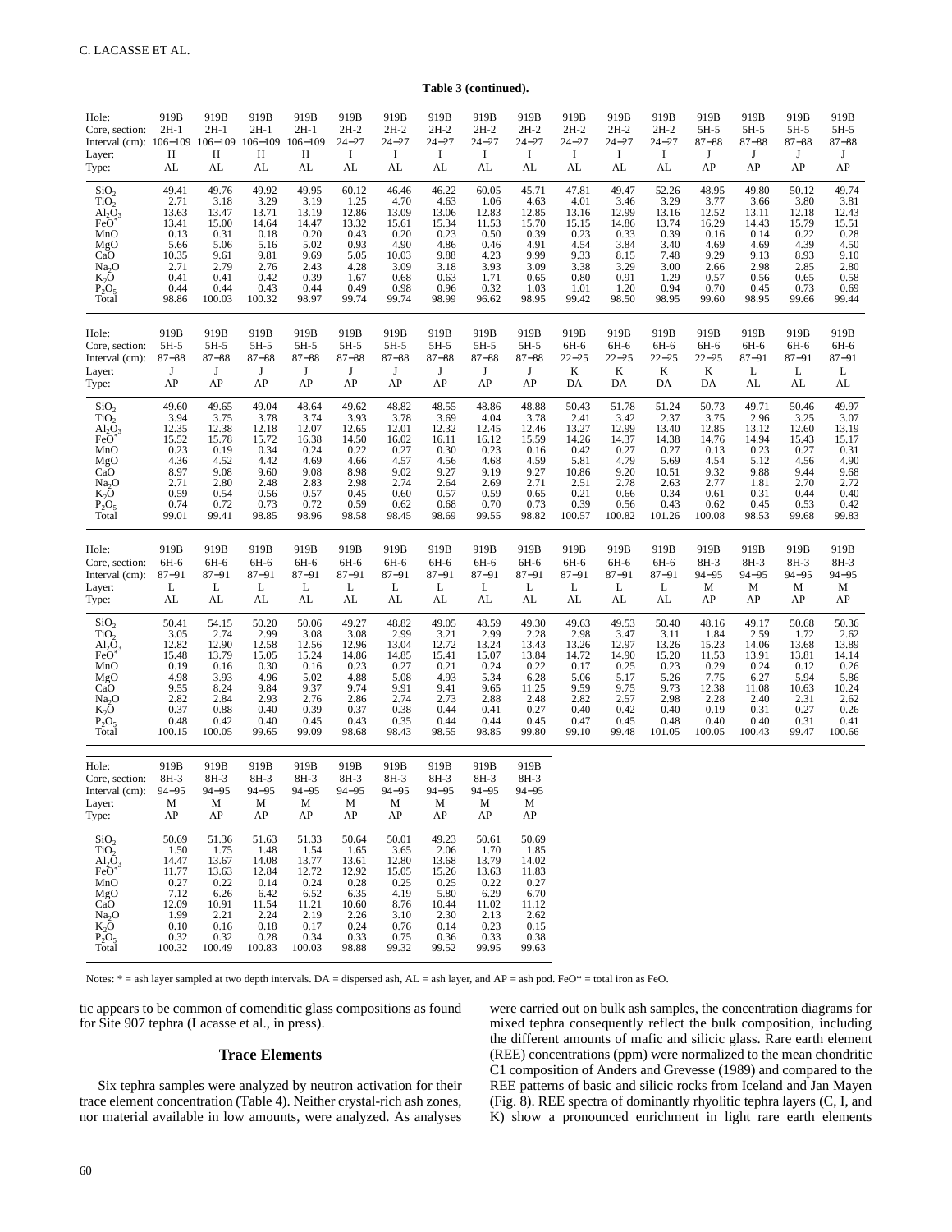**Table 3 (continued).**

| Hole: | 919B | 919B | 919B | 919B | 919B | 919B | 919B | 919B | 919B | 919B | 919B | 919B | 919B | 919B | 919B | 919B |
|---|---|---|---|---|---|---|---|---|---|---|---|---|---|---|---|---|
| Core, section: | 2H-1 | 2H-1 | 2H-1 | 2H-1 | 2H-2 | 2H-2 | 2H-2 | 2H-2 | 2H-2 | 2H-2 | 2H-2 | 2H-2 | 5H-5 | 5H-5 | 5H-5 | 5H-5 |
| Interval (cm): | 106−109 | 106−109 | 106−109 | 106−109 | 24−27 | 24−27 | 24−27 | 24−27 | 24−27 | 24−27 | 24−27 | 24−27 | 87−88 | 87−88 | 87−88 | 87−88 |
| Layer: | H | H | H | H | I | I | I | I | I | I | I | I | J | J | J | J |
| Type: | AL | AL | AL | AL | AL | AL | AL | AL | AL | AL | AL | AL | AP | AP | AP | AP |
| $SiO_2$ | 49.41 | 49.76 | 49.92 | 49.95 | 60.12 | 46.46 | 46.22 | 60.05 | 45.71 | 47.81 | 49.47 | 52.26 | 48.95 | 49.80 | 50.12 | 49.74 |
| $TiO_2$ | 2.71 | 3.18 | 3.29 | 3.19 | 1.25 | 4.70 | 4.63 | 1.06 | 4.63 | 4.01 | 3.46 | 3.29 | 3.77 | 3.66 | 3.80 | 3.81 |
| $Al_2O_3$ | 13.63 | 13.47 | 13.71 | 13.19 | 12.86 | 13.09 | 13.06 | 12.83 | 12.85 | 13.16 | 12.99 | 13.16 | 12.52 | 13.11 | 12.18 | 12.43 |
| $FeO^*$ | 13.41 | 15.00 | 14.64 | 14.47 | 13.32 | 15.61 | 15.34 | 11.53 | 15.70 | 15.15 | 14.86 | 13.74 | 16.29 | 14.43 | 15.79 | 15.51 |
| MnO | 0.13 | 0.31 | 0.18 | 0.20 | 0.43 | 0.20 | 0.23 | 0.50 | 0.39 | 0.23 | 0.33 | 0.39 | 0.16 | 0.14 | 0.22 | 0.28 |
| MgO | 5.66 | 5.06 | 5.16 | 5.02 | 0.93 | 4.90 | 4.86 | 0.46 | 4.91 | 4.54 | 3.84 | 3.40 | 4.69 | 4.69 | 4.39 | 4.50 |
| CaO | 10.35 | 9.61 | 9.81 | 9.69 | 5.05 | 10.03 | 9.88 | 4.23 | 9.99 | 9.33 | 8.15 | 7.48 | 9.29 | 9.13 | 8.93 | 9.10 |
| $Na_2O$ | 2.71 | 2.79 | 2.76 | 2.43 | 4.28 | 3.09 | 3.18 | 3.93 | 3.09 | 3.38 | 3.29 | 3.00 | 2.66 | 2.98 | 2.85 | 2.80 |
| $K_2O$ | 0.41 | 0.41 | 0.42 | 0.39 | 1.67 | 0.68 | 0.63 | 1.71 | 0.65 | 0.80 | 0.91 | 1.29 | 0.57 | 0.56 | 0.65 | 0.58 |
| $P_2O_5$ | 0.44 | 0.44 | 0.43 | 0.44 | 0.49 | 0.98 | 0.96 | 0.32 | 1.03 | 1.01 | 1.20 | 0.94 | 0.70 | 0.45 | 0.73 | 0.69 |
| Total | 98.86 | 100.03 | 100.32 | 98.97 | 99.74 | 99.74 | 98.99 | 96.62 | 98.95 | 99.42 | 98.50 | 98.95 | 99.60 | 98.95 | 99.66 | 99.44 |

| Hole: | 919B | 919B | 919B | 919B | 919B | 919B | 919B | 919B | 919B | 919B | 919B | 919B | 919B | 919B | 919B | 919B |
|---|---|---|---|---|---|---|---|---|---|---|---|---|---|---|---|---|
| Core, section: | 5H-5 | 5H-5 | 5H-5 | 5H-5 | 5H-5 | 5H-5 | 5H-5 | 5H-5 | 5H-5 | 6H-6 | 6H-6 | 6H-6 | 6H-6 | 6H-6 | 6H-6 | 6H-6 |
| Interval (cm): | 87−88 | 87−88 | 87−88 | 87−88 | 87−88 | 87−88 | 87−88 | 87−88 | 87−88 | 22−25 | 22−25 | 22−25 | 22−25 | 87−91 | 87−91 | 87−91 |
| Layer: | J | J | J | J | J | J | J | J | J | K | K | K | K | L | L | L |
| Type: | AP | AP | AP | AP | AP | AP | AP | AP | AP | DA | DA | DA | DA | AL | AL | AL |
| $SiO_2$ | 49.60 | 49.65 | 49.04 | 48.64 | 49.62 | 48.82 | 48.55 | 48.86 | 48.88 | 50.43 | 51.78 | 51.24 | 50.73 | 49.71 | 50.46 | 49.97 |
| $TiO_2$ | 3.94 | 3.75 | 3.78 | 3.74 | 3.93 | 3.78 | 3.69 | 4.04 | 3.78 | 2.41 | 3.42 | 2.37 | 3.75 | 2.96 | 3.25 | 3.07 |
| $Al_2O_3$ | 12.35 | 12.38 | 12.18 | 12.07 | 12.65 | 12.01 | 12.32 | 12.45 | 12.46 | 13.27 | 12.99 | 13.40 | 12.85 | 13.12 | 12.60 | 13.19 |
| $FeO^*$ | 15.52 | 15.78 | 15.72 | 16.38 | 14.50 | 16.02 | 16.11 | 16.12 | 15.59 | 14.26 | 14.37 | 14.38 | 14.76 | 14.94 | 15.43 | 15.17 |
| MnO | 0.23 | 0.19 | 0.34 | 0.24 | 0.22 | 0.27 | 0.30 | 0.23 | 0.16 | 0.42 | 0.27 | 0.27 | 0.13 | 0.23 | 0.27 | 0.31 |
| MgO | 4.36 | 4.52 | 4.42 | 4.69 | 4.66 | 4.57 | 4.56 | 4.68 | 4.59 | 5.81 | 4.79 | 5.69 | 4.54 | 5.12 | 4.56 | 4.90 |
| CaO | 8.97 | 9.08 | 9.60 | 9.08 | 8.98 | 9.02 | 9.27 | 9.19 | 9.27 | 10.86 | 9.20 | 10.51 | 9.32 | 9.88 | 9.44 | 9.68 |
| $Na_2O$ | 2.71 | 2.80 | 2.48 | 2.83 | 2.98 | 2.74 | 2.64 | 2.69 | 2.71 | 2.51 | 2.78 | 2.63 | 2.77 | 1.81 | 2.70 | 2.72 |
| $K_2O$ | 0.59 | 0.54 | 0.56 | 0.57 | 0.45 | 0.60 | 0.57 | 0.59 | 0.65 | 0.21 | 0.66 | 0.34 | 0.61 | 0.31 | 0.44 | 0.40 |
| $P_2O_5$ | 0.74 | 0.72 | 0.73 | 0.72 | 0.59 | 0.62 | 0.68 | 0.70 | 0.73 | 0.39 | 0.56 | 0.43 | 0.62 | 0.45 | 0.53 | 0.42 |
| Total | 99.01 | 99.41 | 98.85 | 98.96 | 98.58 | 98.45 | 98.69 | 99.55 | 98.82 | 100.57 | 100.82 | 101.26 | 100.08 | 98.53 | 99.68 | 99.83 |

| Hole: | 919B | 919B | 919B | 919B | 919B | 919B | 919B | 919B | 919B | 919B | 919B | 919B | 919B | 919B | 919B | 919B |
|---|---|---|---|---|---|---|---|---|---|---|---|---|---|---|---|---|
| Core, section: | 6H-6 | 6H-6 | 6H-6 | 6H-6 | 6H-6 | 6H-6 | 6H-6 | 6H-6 | 6H-6 | 6H-6 | 6H-6 | 6H-6 | 8H-3 | 8H-3 | 8H-3 | 8H-3 |
| Interval (cm): | 87−91 | 87−91 | 87−91 | 87−91 | 87−91 | 87−91 | 87−91 | 87−91 | 87−91 | 87−91 | 87−91 | 87−91 | 94−95 | 94−95 | 94−95 | 94−95 |
| Layer: | L | L | L | L | L | L | L | L | L | L | L | L | M | M | M | M |
| Type: | AL | AL | AL | AL | AL | AL | AL | AL | AL | AL | AL | AL | AP | AP | AP | AP |
| $SiO_2$ | 50.41 | 54.15 | 50.20 | 50.06 | 49.27 | 48.82 | 49.05 | 48.59 | 49.30 | 49.63 | 49.53 | 50.40 | 48.16 | 49.17 | 50.68 | 50.36 |
| $TiO_2$ | 3.05 | 2.74 | 2.99 | 3.08 | 3.08 | 2.99 | 3.21 | 2.99 | 2.28 | 2.98 | 3.47 | 3.11 | 1.84 | 2.59 | 1.72 | 2.62 |
| $Al_2O_3$ | 12.82 | 12.90 | 12.58 | 12.56 | 12.96 | 13.04 | 12.72 | 13.24 | 13.43 | 13.26 | 12.97 | 13.26 | 15.23 | 14.06 | 13.68 | 13.89 |
| $FeO^*$ | 15.48 | 13.79 | 15.05 | 15.24 | 14.86 | 14.85 | 15.41 | 15.07 | 13.84 | 14.72 | 14.90 | 15.20 | 11.53 | 13.91 | 13.81 | 14.14 |
| MnO | 0.19 | 0.16 | 0.30 | 0.16 | 0.23 | 0.27 | 0.21 | 0.24 | 0.22 | 0.17 | 0.25 | 0.23 | 0.29 | 0.24 | 0.12 | 0.26 |
| MgO | 4.98 | 3.93 | 4.96 | 5.02 | 4.88 | 5.08 | 4.93 | 5.34 | 6.28 | 5.06 | 5.17 | 5.26 | 7.75 | 6.27 | 5.94 | 5.86 |
| CaO | 9.55 | 8.24 | 9.84 | 9.37 | 9.74 | 9.91 | 9.41 | 9.65 | 11.25 | 9.59 | 9.75 | 9.73 | 12.38 | 11.08 | 10.63 | 10.24 |
| $Na_2O$ | 2.82 | 2.84 | 2.93 | 2.76 | 2.86 | 2.74 | 2.73 | 2.88 | 2.48 | 2.82 | 2.57 | 2.98 | 2.28 | 2.40 | 2.31 | 2.62 |
| $K_2O$ | 0.37 | 0.88 | 0.40 | 0.39 | 0.37 | 0.38 | 0.44 | 0.41 | 0.27 | 0.40 | 0.42 | 0.40 | 0.19 | 0.31 | 0.27 | 0.26 |
| $P_2O_5$ | 0.48 | 0.42 | 0.40 | 0.45 | 0.43 | 0.35 | 0.44 | 0.44 | 0.45 | 0.47 | 0.45 | 0.48 | 0.40 | 0.40 | 0.31 | 0.41 |
| Total | 100.15 | 100.05 | 99.65 | 99.09 | 98.68 | 98.43 | 98.55 | 98.85 | 99.80 | 99.10 | 99.48 | 101.05 | 100.05 | 100.43 | 99.47 | 100.66 |

| Hole: | 919B | 919B | 919B | 919B | 919B | 919B | 919B | 919B | 919B |
|---|---|---|---|---|---|---|---|---|---|
| Core, section: | 8H-3 | 8H-3 | 8H-3 | 8H-3 | 8H-3 | 8H-3 | 8H-3 | 8H-3 | 8H-3 |
| Interval (cm): | 94−95 | 94−95 | 94−95 | 94−95 | 94−95 | 94−95 | 94−95 | 94−95 | 94−95 |
| Layer: | M | M | M | M | M | M | M | M | M |
| Type: | AP | AP | AP | AP | AP | AP | AP | AP | AP |
| $SiO_2$ | 50.69 | 51.36 | 51.63 | 51.33 | 50.64 | 50.01 | 49.23 | 50.61 | 50.69 |
| $TiO_2$ | 1.50 | 1.75 | 1.48 | 1.54 | 1.65 | 3.65 | 2.06 | 1.70 | 1.85 |
| $Al_2O_3$ | 14.47 | 13.67 | 14.08 | 13.77 | 13.61 | 12.80 | 13.68 | 13.79 | 14.02 |
| $FeO^*$ | 11.77 | 13.63 | 12.84 | 12.72 | 12.92 | 15.05 | 15.26 | 13.63 | 11.83 |
| MnO | 0.27 | 0.22 | 0.14 | 0.24 | 0.28 | 0.25 | 0.25 | 0.22 | 0.27 |
| MgO | 7.12 | 6.26 | 6.42 | 6.52 | 6.35 | 4.19 | 5.80 | 6.29 | 6.70 |
| CaO | 12.09 | 10.91 | 11.54 | 11.21 | 10.60 | 8.76 | 10.44 | 11.02 | 11.12 |
| $Na_2O$ | 1.99 | 2.21 | 2.24 | 2.19 | 2.26 | 3.10 | 2.30 | 2.13 | 2.62 |
| $K_2O$ | 0.10 | 0.16 | 0.18 | 0.17 | 0.24 | 0.76 | 0.14 | 0.23 | 0.15 |
| $P_2O_5$ | 0.32 | 0.32 | 0.28 | 0.34 | 0.33 | 0.75 | 0.36 | 0.33 | 0.38 |
| Total | 100.32 | 100.49 | 100.83 | 100.03 | 98.88 | 99.32 | 99.52 | 99.95 | 99.63 |

Notes: * = ash layer sampled at two depth intervals. DA = dispersed ash, AL = ash layer, and AP = ash pod. FeO* = total iron as FeO.

tic appears to be common of comenditic glass compositions as found for Site 907 tephra (Lacasse et al., in press).

## Trace Elements

Six tephra samples were analyzed by neutron activation for their trace element concentration (Table 4). Neither crystal-rich ash zones, nor material available in low amounts, were analyzed. As analyses were carried out on bulk ash samples, the concentration diagrams for mixed tephra consequently reflect the bulk composition, including the different amounts of mafic and silicic glass. Rare earth element (REE) concentrations (ppm) were normalized to the mean chondritic C1 composition of Anders and Grevesse (1989) and compared to the REE patterns of basic and silicic rocks from Iceland and Jan Mayen (Fig. 8). REE spectra of dominantly rhyolitic tephra layers (C, I, and K) show a pronounced enrichment in light rare earth elements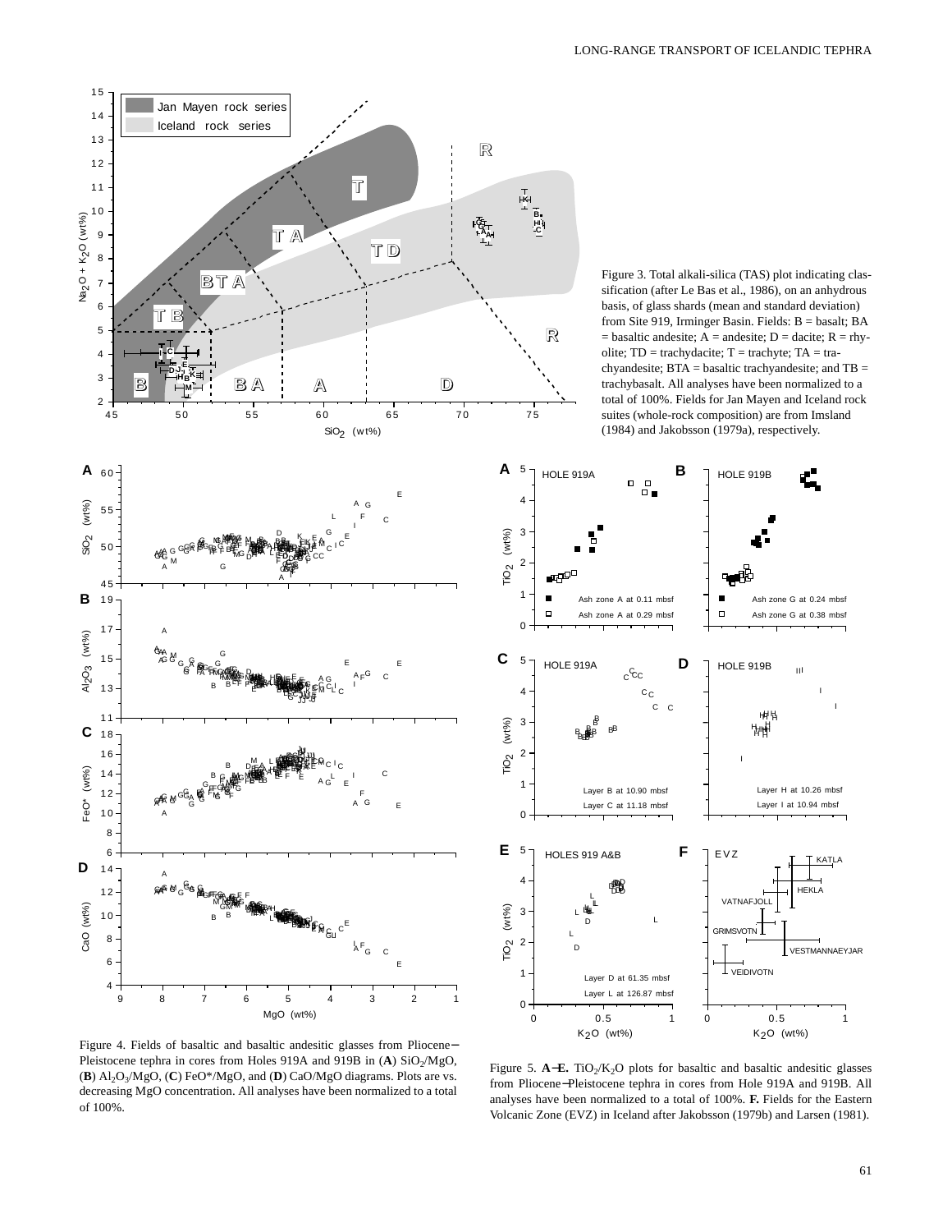Figure 3. Total alkali-silica (TAS) plot indicating classification (after Le Bas et al., 1986), on an anhydrous basis, of glass shards (mean and standard deviation) from Site 919, Irminger Basin. Fields: B = basalt; BA = basaltic andesite; A = andesite; D = dacite; R = rhyolite; TD = trachydacite; T = trachyte; TA = trachyandesite; BTA = basaltic trachyandesite; and TB = trachybasalt. All analyses have been normalized to a total of 100%. Fields for Jan Mayen and Iceland rock suites (whole-rock composition) are from Imsland (1984) and Jakobsson (1979a), respectively.

Figure 4. Fields of basaltic and basaltic andesitic glasses from Pliocene–Pleistocene tephra in cores from Holes 919A and 919B in (**A**) $SiO_2$/MgO, (**B**) $Al_2O_3$/MgO, (**C**) FeO*/MgO, and (**D**) CaO/MgO diagrams. Plots are vs. decreasing MgO concentration. All analyses have been normalized to a total of 100%.

Figure 5. **A–E.** $TiO_2$/$K_2O$ plots for basaltic and basaltic andesitic glasses from Pliocene–Pleistocene tephra in cores from Hole 919A and 919B. All analyses have been normalized to a total of 100%. **F.** Fields for the Eastern Volcanic Zone (EVZ) in Iceland after Jakobsson (1979b) and Larsen (1981).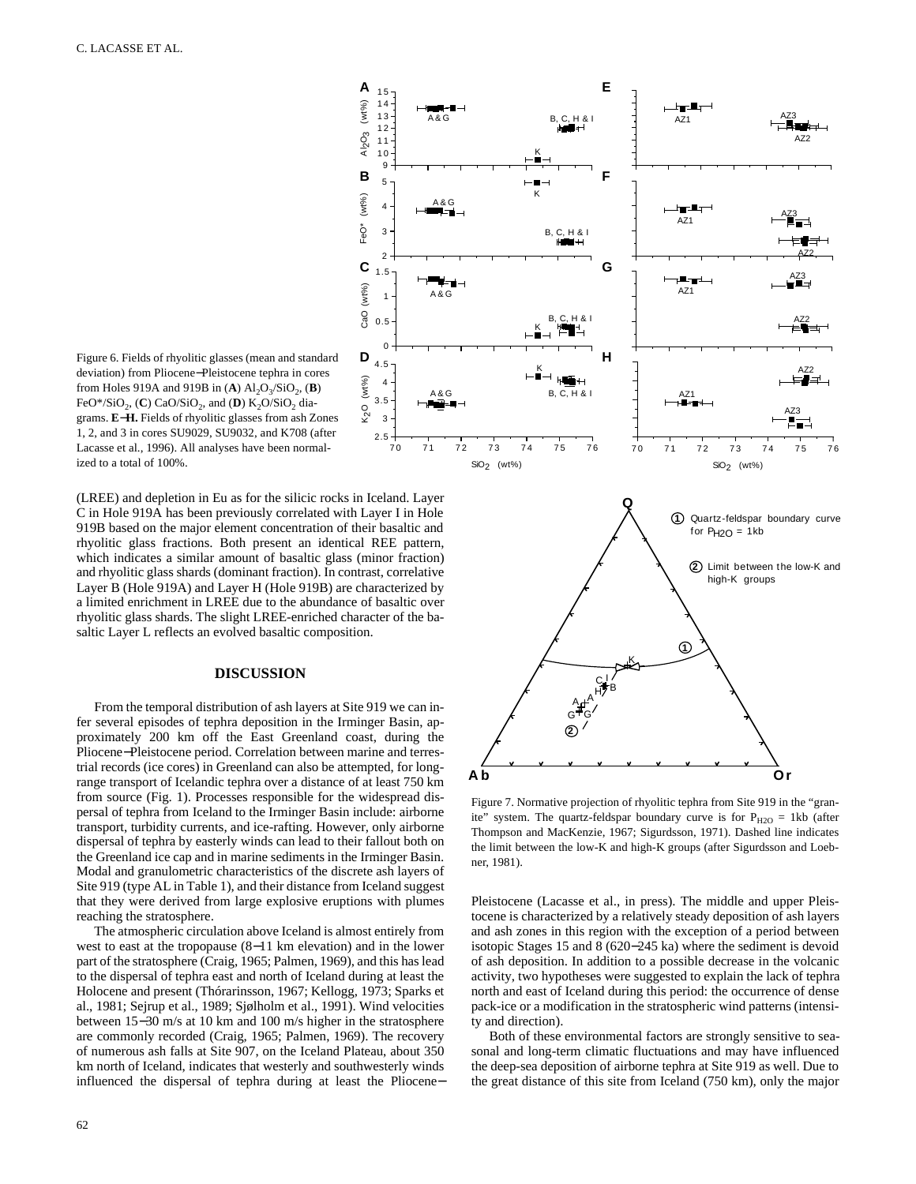Figure 6. Fields of rhyolitic glasses (mean and standard deviation) from Pliocene–Pleistocene tephra in cores from Holes 919A and 919B in (**A**) $Al_2O_3/SiO_2$, (**B**) $FeO^*/SiO_2$, (**C**) $CaO/SiO_2$, and (**D**) $K_2O/SiO_2$ diagrams. **E–H.** Fields of rhyolitic glasses from ash Zones 1, 2, and 3 in cores SU9029, SU9032, and K708 (after Lacasse et al., 1996). All analyses have been normalized to a total of 100%.

(LREE) and depletion in Eu as for the silicic rocks in Iceland. Layer C in Hole 919A has been previously correlated with Layer I in Hole 919B based on the major element concentration of their basaltic and rhyolitic glass fractions. Both present an identical REE pattern, which indicates a similar amount of basaltic glass (minor fraction) and rhyolitic glass shards (dominant fraction). In contrast, correlative Layer B (Hole 919A) and Layer H (Hole 919B) are characterized by a limited enrichment in LREE due to the abundance of basaltic over rhyolitic glass shards. The slight LREE-enriched character of the basaltic Layer L reflects an evolved basaltic composition.

## DISCUSSION

From the temporal distribution of ash layers at Site 919 we can infer several episodes of tephra deposition in the Irminger Basin, approximately 200 km off the East Greenland coast, during the Pliocene–Pleistocene period. Correlation between marine and terrestrial records (ice cores) in Greenland can also be attempted, for long-range transport of Icelandic tephra over a distance of at least 750 km from source (Fig. 1). Processes responsible for the widespread dispersal of tephra from Iceland to the Irminger Basin include: airborne transport, turbidity currents, and ice-rafting. However, only airborne dispersal of tephra by easterly winds can lead to their fallout both on the Greenland ice cap and in marine sediments in the Irminger Basin. Modal and granulometric characteristics of the discrete ash layers of Site 919 (type AL in Table 1), and their distance from Iceland suggest that they were derived from large explosive eruptions with plumes reaching the stratosphere.

The atmospheric circulation above Iceland is almost entirely from west to east at the tropopause (8–11 km elevation) and in the lower part of the stratosphere (Craig, 1965; Palmen, 1969), and this has lead to the dispersal of tephra east and north of Iceland during at least the Holocene and present (Thórarinsson, 1967; Kellogg, 1973; Sparks et al., 1981; Sejrup et al., 1989; Sjølholm et al., 1991). Wind velocities between 15–30 m/s at 10 km and 100 m/s higher in the stratosphere are commonly recorded (Craig, 1965; Palmen, 1969). The recovery of numerous ash falls at Site 907, on the Iceland Plateau, about 350 km north of Iceland, indicates that westerly and southwesterly winds influenced the dispersal of tephra during at least the Pliocene–Pleistocene (Lacasse et al., in press). The middle and upper Pleistocene is characterized by a relatively steady deposition of ash layers and ash zones in this region with the exception of a period between isotopic Stages 15 and 8 (620–245 ka) where the sediment is devoid of ash deposition. In addition to a possible decrease in the volcanic activity, two hypotheses were suggested to explain the lack of tephra north and east of Iceland during this period: the occurrence of dense pack-ice or a modification in the stratospheric wind patterns (intensity and direction).

Figure 7. Normative projection of rhyolitic tephra from Site 919 in the "granite" system. The quartz-feldspar boundary curve is for $P_{H2O}$ = 1kb (after Thompson and MacKenzie, 1967; Sigurdsson, 1971). Dashed line indicates the limit between the low-K and high-K groups (after Sigurdsson and Loebner, 1981).

Both of these environmental factors are strongly sensitive to seasonal and long-term climatic fluctuations and may have influenced the deep-sea deposition of airborne tephra at Site 919 as well. Due to the great distance of this site from Iceland (750 km), only the major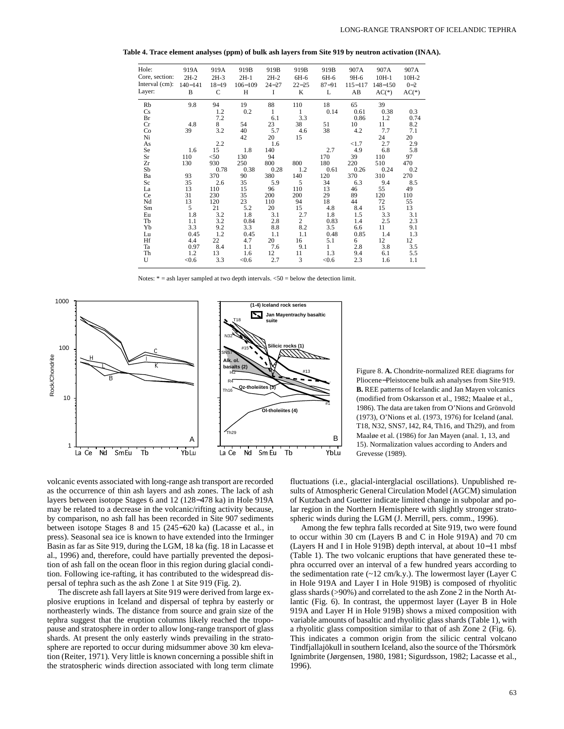**Table 4. Trace element analyses (ppm) of bulk ash layers from Site 919 by neutron activation (INAA).**

| Hole: | 919A | 919A | 919B | 919B | 919B | 919B | 907A | 907A | 907A |
|---|---|---|---|---|---|---|---|---|---|
| Core, section: | 2H-2 | 2H-3 | 2H-1 | 2H-2 | 6H-6 | 6H-6 | 9H-6 | 10H-1 | 10H-2 |
| Interval (cm): | 140−141 | 18−19 | 106−109 | 24−27 | 22−25 | 87−91 | 115−117 | 148−150 | 0−2 |
| Layer: | B | C | H | I | K | L | AB | AC(*) | AC(*) |
| Rb | 9.8 | 94 | 19 | 88 | 110 | 18 | 65 | 39 | |
| Cs | | 1.2 | 0.2 | 1 | 1 | 0.14 | 0.61 | 0.38 | 0.3 |
| Br | | 7.2 | | 6.1 | 3.3 | | 0.86 | 1.2 | 0.74 |
| Cr | 4.8 | 8 | 54 | 23 | 38 | 51 | 10 | 11 | 8.2 |
| Co | 39 | 3.2 | 40 | 5.7 | 4.6 | 38 | 4.2 | 7.7 | 7.1 |
| Ni | | | 42 | 20 | 15 | | | 24 | 20 |
| As | | 2.2 | | 1.6 | | | <1.7 | 2.7 | 2.9 |
| Se | 1.6 | 15 | 1.8 | 140 | | 2.7 | 4.9 | 6.8 | 5.8 |
| Sr | 110 | <50 | 130 | 94 | | 170 | 39 | 110 | 97 |
| Zr | 130 | 930 | 250 | 800 | 800 | 180 | 220 | 510 | 470 |
| Sb | | 0.78 | 0.38 | 0.28 | 1.2 | 0.61 | 0.26 | 0.24 | 0.2 |
| Ba | 93 | 370 | 90 | 380 | 140 | 120 | 370 | 310 | 270 |
| Sc | 35 | 2.6 | 35 | 5.9 | 5 | 34 | 6.3 | 9.4 | 8.5 |
| La | 13 | 110 | 15 | 96 | 110 | 13 | 46 | 55 | 49 |
| Ce | 31 | 230 | 35 | 200 | 200 | 29 | 89 | 120 | 110 |
| Nd | 13 | 120 | 23 | 110 | 94 | 18 | 44 | 72 | 55 |
| Sm | 5 | 21 | 5.2 | 20 | 15 | 4.8 | 8.4 | 15 | 13 |
| Eu | 1.8 | 3.2 | 1.8 | 3.1 | 2.7 | 1.8 | 1.5 | 3.3 | 3.1 |
| Tb | 1.1 | 3.2 | 0.84 | 2.8 | 2 | 0.83 | 1.4 | 2.5 | 2.3 |
| Yb | 3.3 | 9.2 | 3.3 | 8.8 | 8.2 | 3.5 | 6.6 | 11 | 9.1 |
| Lu | 0.45 | 1.2 | 0.45 | 1.1 | 1.1 | 0.48 | 0.85 | 1.4 | 1.3 |
| Hf | 4.4 | 22 | 4.7 | 20 | 16 | 5.1 | 6 | 12 | 12 |
| Ta | 0.97 | 8.4 | 1.1 | 7.6 | 9.1 | 1 | 2.8 | 3.8 | 3.5 |
| Th | 1.2 | 13 | 1.6 | 12 | 11 | 1.3 | 9.4 | 6.1 | 5.5 |
| U | <0.6 | 3.3 | <0.6 | 2.7 | 3 | <0.6 | 2.3 | 1.6 | 1.1 |

Notes: * = ash layer sampled at two depth intervals. <50 = below the detection limit.

Figure 8. **A.** Chondrite-normalized REE diagrams for Pliocene−Pleistocene bulk ash analyses from Site 919. **B.** REE patterns of Icelandic and Jan Mayen volcanics (modified from Oskarsson et al., 1982; Maaløe et al., 1986). The data are taken from O'Nions and Grönvold (1973), O'Nions et al. (1973, 1976) for Iceland (anal. T18, N32, SNS7, I42, R4, Th16, and Th29), and from Maaløe et al. (1986) for Jan Mayen (anal. 1, 13, and 15). Normalization values according to Anders and Grevesse (1989).

volcanic events associated with long-range ash transport are recorded as the occurrence of thin ash layers and ash zones. The lack of ash layers between isotope Stages 6 and 12 (128−478 ka) in Hole 919A may be related to a decrease in the volcanic/rifting activity because, by comparison, no ash fall has been recorded in Site 907 sediments between isotope Stages 8 and 15 (245−620 ka) (Lacasse et al., in press). Seasonal sea ice is known to have extended into the Irminger Basin as far as Site 919, during the LGM, 18 ka (fig. 18 in Lacasse et al., 1996) and, therefore, could have partially prevented the deposition of ash fall on the ocean floor in this region during glacial conditions. Following ice-rafting, it has contributed to the widespread dispersal of tephra such as the ash Zone 1 at Site 919 (Fig. 2).

The discrete ash fall layers at Site 919 were derived from large explosive eruptions in Iceland and dispersal of tephra by easterly or northeasterly winds. The distance from source and grain size of the tephra suggest that the eruption columns likely reached the tropopause and stratosphere in order to allow long-range transport of glass shards. At present the only easterly winds prevailing in the stratosphere are reported to occur during midsummer above 30 km elevation (Reiter, 1971). Very little is known concerning a possible shift in the stratospheric winds direction associated with long term climate fluctuations (i.e., glacial-interglacial oscillations). Unpublished results of Atmospheric General Circulation Model (AGCM) simulation of Kutzbach and Guetter indicate limited change in subpolar and polar region in the Northern Hemisphere with slightly stronger stratospheric winds during the LGM (J. Merrill, pers. comm., 1996).

Among the few tephra falls recorded at Site 919, two were found to occur within 30 cm (Layers B and C in Hole 919A) and 70 cm (Layers H and I in Hole 919B) depth interval, at about 10−11 mbsf (Table 1). The two volcanic eruptions that have generated these tephra occurred over an interval of a few hundred years according to the sedimentation rate (~12 cm/k.y.). The lowermost layer (Layer C in Hole 919A and Layer I in Hole 919B) is composed of rhyolitic glass shards (>90%) and correlated to the ash Zone 2 in the North Atlantic (Fig. 6). In contrast, the uppermost layer (Layer B in Hole 919A and Layer H in Hole 919B) shows a mixed composition with variable amounts of basaltic and rhyolitic glass shards (Table 1), with a rhyolitic glass composition similar to that of ash Zone 2 (Fig. 6). This indicates a common origin from the silicic central volcano Tindfjallajökull in southern Iceland, also the source of the Thórsmörk Ignimbrite (Jørgensen, 1980, 1981; Sigurdsson, 1982; Lacasse et al., 1996).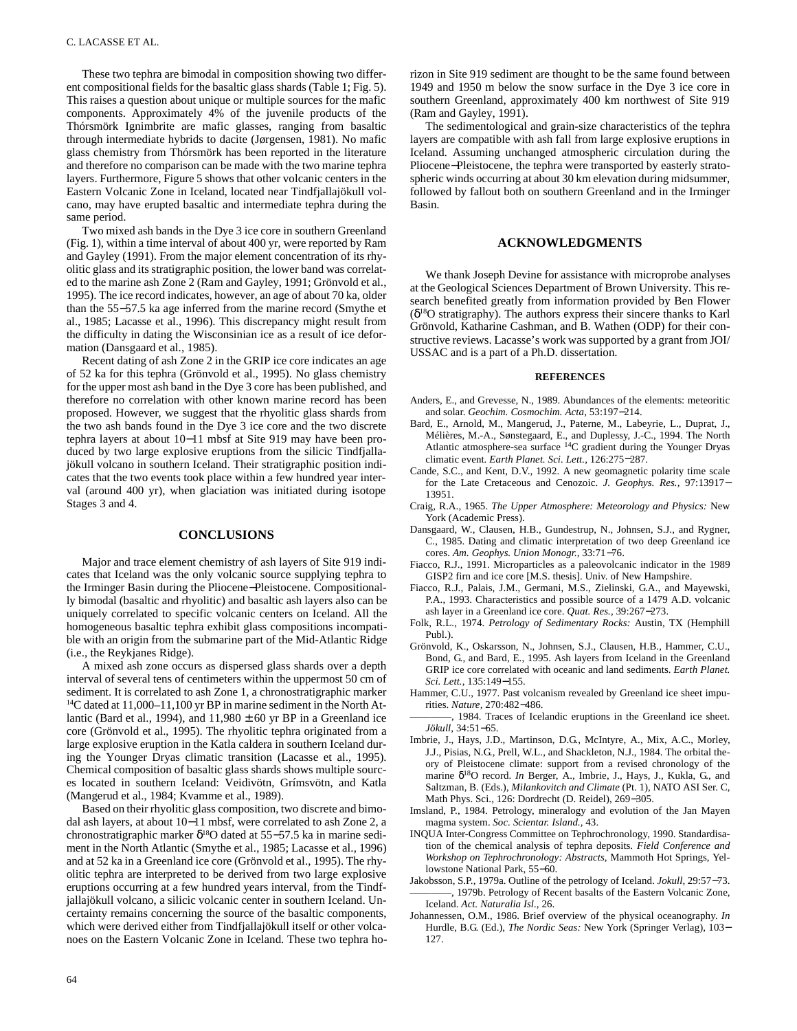These two tephra are bimodal in composition showing two different compositional fields for the basaltic glass shards (Table 1; Fig. 5). This raises a question about unique or multiple sources for the mafic components. Approximately 4% of the juvenile products of the Thórsmörk Ignimbrite are mafic glasses, ranging from basaltic through intermediate hybrids to dacite (Jørgensen, 1981). No mafic glass chemistry from Thórsmörk has been reported in the literature and therefore no comparison can be made with the two marine tephra layers. Furthermore, Figure 5 shows that other volcanic centers in the Eastern Volcanic Zone in Iceland, located near Tindfjallajökull volcano, may have erupted basaltic and intermediate tephra during the same period.

Two mixed ash bands in the Dye 3 ice core in southern Greenland (Fig. 1), within a time interval of about 400 yr, were reported by Ram and Gayley (1991). From the major element concentration of its rhyolitic glass and its stratigraphic position, the lower band was correlated to the marine ash Zone 2 (Ram and Gayley, 1991; Grönvold et al., 1995). The ice record indicates, however, an age of about 70 ka, older than the 55−57.5 ka age inferred from the marine record (Smythe et al., 1985; Lacasse et al., 1996). This discrepancy might result from the difficulty in dating the Wisconsinian ice as a result of ice deformation (Dansgaard et al., 1985).

Recent dating of ash Zone 2 in the GRIP ice core indicates an age of 52 ka for this tephra (Grönvold et al., 1995). No glass chemistry for the upper most ash band in the Dye 3 core has been published, and therefore no correlation with other known marine record has been proposed. However, we suggest that the rhyolitic glass shards from the two ash bands found in the Dye 3 ice core and the two discrete tephra layers at about 10−11 mbsf at Site 919 may have been produced by two large explosive eruptions from the silicic Tindfjallajökull volcano in southern Iceland. Their stratigraphic position indicates that the two events took place within a few hundred year interval (around 400 yr), when glaciation was initiated during isotope Stages 3 and 4.

## CONCLUSIONS

Major and trace element chemistry of ash layers of Site 919 indicates that Iceland was the only volcanic source supplying tephra to the Irminger Basin during the Pliocene−Pleistocene. Compositionally bimodal (basaltic and rhyolitic) and basaltic ash layers also can be uniquely correlated to specific volcanic centers on Iceland. All the homogeneous basaltic tephra exhibit glass compositions incompatible with an origin from the submarine part of the Mid-Atlantic Ridge (i.e., the Reykjanes Ridge).

A mixed ash zone occurs as dispersed glass shards over a depth interval of several tens of centimeters within the uppermost 50 cm of sediment. It is correlated to ash Zone 1, a chronostratigraphic marker $^{14}C$ dated at 11,000–11,100 yr BP in marine sediment in the North Atlantic (Bard et al., 1994), and 11,980 ± 60 yr BP in a Greenland ice core (Grönvold et al., 1995). The rhyolitic tephra originated from a large explosive eruption in the Katla caldera in southern Iceland during the Younger Dryas climatic transition (Lacasse et al., 1995). Chemical composition of basaltic glass shards shows multiple sources located in southern Iceland: Veidivötn, Grímsvötn, and Katla (Mangerud et al., 1984; Kvamme et al., 1989).

Based on their rhyolitic glass composition, two discrete and bimodal ash layers, at about 10−11 mbsf, were correlated to ash Zone 2, a chronostratigraphic marker $\delta^{18}O$ dated at 55−57.5 ka in marine sediment in the North Atlantic (Smythe et al., 1985; Lacasse et al., 1996) and at 52 ka in a Greenland ice core (Grönvold et al., 1995). The rhyolitic tephra are interpreted to be derived from two large explosive eruptions occurring at a few hundred years interval, from the Tindfjallajökull volcano, a silicic volcanic center in southern Iceland. Uncertainty remains concerning the source of the basaltic components, which were derived either from Tindfjallajökull itself or other volcanoes on the Eastern Volcanic Zone in Iceland. These two tephra horizon in Site 919 sediment are thought to be the same found between 1949 and 1950 m below the snow surface in the Dye 3 ice core in southern Greenland, approximately 400 km northwest of Site 919 (Ram and Gayley, 1991).

The sedimentological and grain-size characteristics of the tephra layers are compatible with ash fall from large explosive eruptions in Iceland. Assuming unchanged atmospheric circulation during the Pliocene−Pleistocene, the tephra were transported by easterly stratospheric winds occurring at about 30 km elevation during midsummer, followed by fallout both on southern Greenland and in the Irminger Basin.

## ACKNOWLEDGMENTS

We thank Joseph Devine for assistance with microprobe analyses at the Geological Sciences Department of Brown University. This research benefited greatly from information provided by Ben Flower ($\delta^{18}O$ stratigraphy). The authors express their sincere thanks to Karl Grönvold, Katharine Cashman, and B. Wathen (ODP) for their constructive reviews. Lacasse's work was supported by a grant from JOI/USSAC and is a part of a Ph.D. dissertation.

### REFERENCES

Anders, E., and Grevesse, N., 1989. Abundances of the elements: meteoritic and solar. *Geochim. Cosmochim. Acta,* 53:197−214.

Bard, E., Arnold, M., Mangerud, J., Paterne, M., Labeyrie, L., Duprat, J., Mélières, M.-A., Sønstegaard, E., and Duplessy, J.-C., 1994. The North Atlantic atmosphere-sea surface $^{14}C$ gradient during the Younger Dryas climatic event. *Earth Planet. Sci. Lett.,* 126:275−287.

Cande, S.C., and Kent, D.V., 1992. A new geomagnetic polarity time scale for the Late Cretaceous and Cenozoic. *J. Geophys. Res.,* 97:13917−13951.

Craig, R.A., 1965. *The Upper Atmosphere: Meteorology and Physics:* New York (Academic Press).

Dansgaard, W., Clausen, H.B., Gundestrup, N., Johnsen, S.J., and Rygner, C., 1985. Dating and climatic interpretation of two deep Greenland ice cores. *Am. Geophys. Union Monogr.,* 33:71−76.

Fiacco, R.J., 1991. Microparticles as a paleovolcanic indicator in the 1989 GISP2 firn and ice core [M.S. thesis]. Univ. of New Hampshire.

Fiacco, R.J., Palais, J.M., Germani, M.S., Zielinski, G.A., and Mayewski, P.A., 1993. Characteristics and possible source of a 1479 A.D. volcanic ash layer in a Greenland ice core. *Quat. Res.,* 39:267−273.

Folk, R.L., 1974. *Petrology of Sedimentary Rocks:* Austin, TX (Hemphill Publ.).

Grönvold, K., Oskarsson, N., Johnsen, S.J., Clausen, H.B., Hammer, C.U., Bond, G., and Bard, E., 1995. Ash layers from Iceland in the Greenland GRIP ice core correlated with oceanic and land sediments. *Earth Planet. Sci. Lett.,* 135:149−155.

Hammer, C.U., 1977. Past volcanism revealed by Greenland ice sheet impurities. *Nature,* 270:482−486.

————, 1984. Traces of Icelandic eruptions in the Greenland ice sheet. *Jökull,* 34:51−65.

Imbrie, J., Hays, J.D., Martinson, D.G., McIntyre, A., Mix, A.C., Morley, J.J., Pisias, N.G., Prell, W.L., and Shackleton, N.J., 1984. The orbital theory of Pleistocene climate: support from a revised chronology of the marine $\delta^{18}O$ record. *In* Berger, A., Imbrie, J., Hays, J., Kukla, G., and Saltzman, B. (Eds.), *Milankovitch and Climate* (Pt. 1), NATO ASI Ser. C, Math Phys. Sci., 126: Dordrecht (D. Reidel), 269−305.

Imsland, P., 1984. Petrology, mineralogy and evolution of the Jan Mayen magma system. *Soc. Scientar. Island.,* 43.

INQUA Inter-Congress Committee on Tephrochronology, 1990. Standardisation of the chemical analysis of tephra deposits. *Field Conference and Workshop on Tephrochronology: Abstracts,* Mammoth Hot Springs, Yellowstone National Park, 55−60.

Jakobsson, S.P., 1979a. Outline of the petrology of Iceland. *Jokull,* 29:57−73.

————, 1979b. Petrology of Recent basalts of the Eastern Volcanic Zone, Iceland. *Act. Naturalia Isl.,* 26.

Johannessen, O.M., 1986. Brief overview of the physical oceanography. *In* Hurdle, B.G. (Ed.), *The Nordic Seas:* New York (Springer Verlag), 103−127.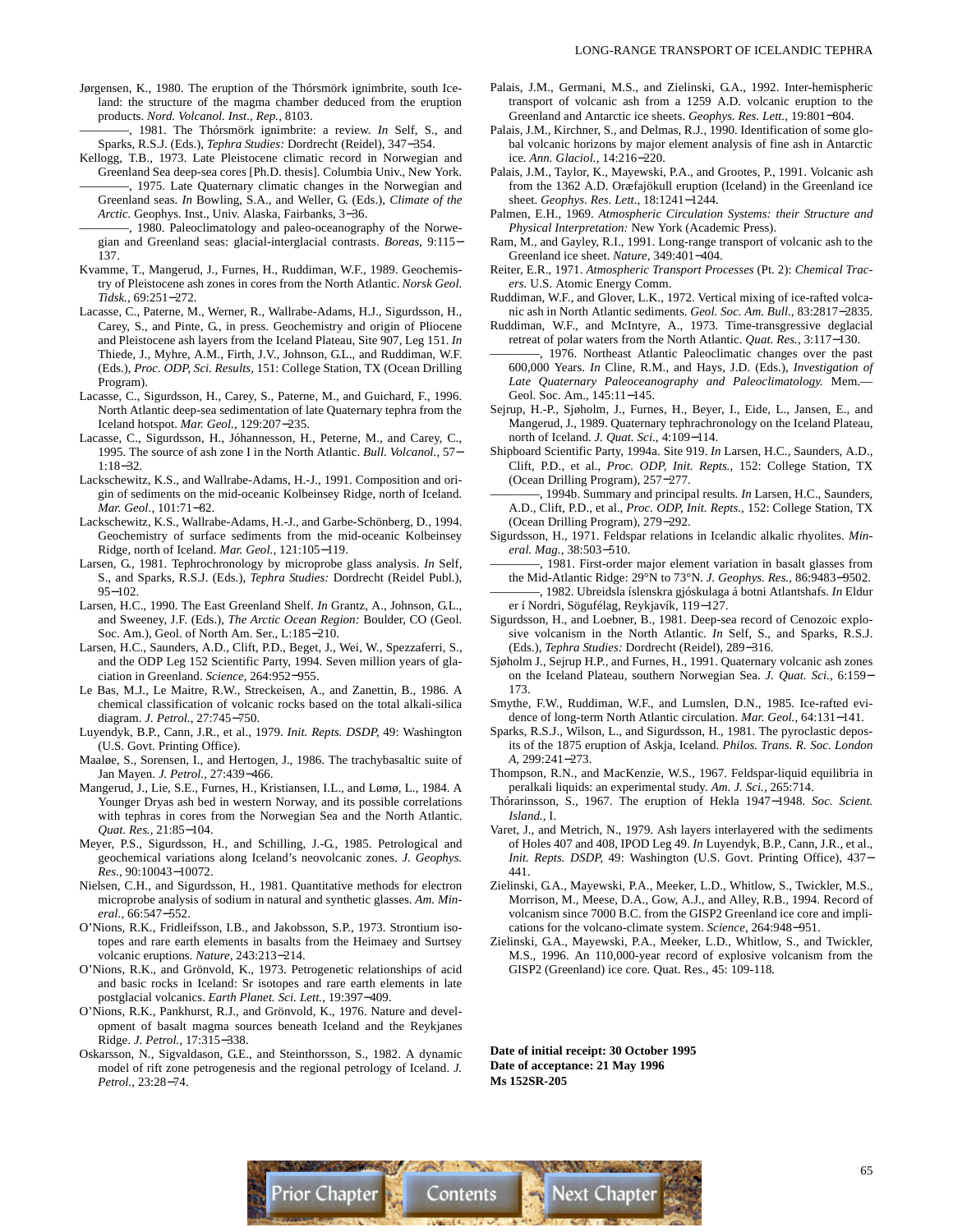Jørgensen, K., 1980. The eruption of the Thórsmörk ignimbrite, south Iceland: the structure of the magma chamber deduced from the eruption products. *Nord. Volcanol. Inst., Rep.*, 8103.

————, 1981. The Thórsmörk ignimbrite: a review. *In* Self, S., and Sparks, R.S.J. (Eds.), *Tephra Studies:* Dordrecht (Reidel), 347−354.

Kellogg, T.B., 1973. Late Pleistocene climatic record in Norwegian and Greenland Sea deep-sea cores [Ph.D. thesis]. Columbia Univ., New York.

————, 1975. Late Quaternary climatic changes in the Norwegian and Greenland seas. *In* Bowling, S.A., and Weller, G. (Eds.), *Climate of the Arctic.* Geophys. Inst., Univ. Alaska, Fairbanks, 3−36.

————, 1980. Paleoclimatology and paleo-oceanography of the Norwegian and Greenland seas: glacial-interglacial contrasts. *Boreas*, 9:115−137.

Kvamme, T., Mangerud, J., Furnes, H., Ruddiman, W.F., 1989. Geochemistry of Pleistocene ash zones in cores from the North Atlantic. *Norsk Geol. Tidsk.*, 69:251−272.

Lacasse, C., Paterne, M., Werner, R., Wallrabe-Adams, H.J., Sigurdsson, H., Carey, S., and Pinte, G., in press. Geochemistry and origin of Pliocene and Pleistocene ash layers from the Iceland Plateau, Site 907, Leg 151. *In* Thiede, J., Myhre, A.M., Firth, J.V., Johnson, G.L., and Ruddiman, W.F. (Eds.), *Proc. ODP, Sci. Results,* 151: College Station, TX (Ocean Drilling Program).

Lacasse, C., Sigurdsson, H., Carey, S., Paterne, M., and Guichard, F., 1996. North Atlantic deep-sea sedimentation of late Quaternary tephra from the Iceland hotspot. *Mar. Geol.*, 129:207−235.

Lacasse, C., Sigurdsson, H., Jóhannesson, H., Peterne, M., and Carey, C., 1995. The source of ash zone I in the North Atlantic. *Bull. Volcanol.*, 57−1:18−32.

Lackschewitz, K.S., and Wallrabe-Adams, H.-J., 1991. Composition and origin of sediments on the mid-oceanic Kolbeinsey Ridge, north of Iceland. *Mar. Geol.*, 101:71−82.

Lackschewitz, K.S., Wallrabe-Adams, H.-J., and Garbe-Schönberg, D., 1994. Geochemistry of surface sediments from the mid-oceanic Kolbeinsey Ridge, north of Iceland. *Mar. Geol.*, 121:105−119.

Larsen, G., 1981. Tephrochronology by microprobe glass analysis. *In* Self, S., and Sparks, R.S.J. (Eds.), *Tephra Studies:* Dordrecht (Reidel Publ.), 95−102.

Larsen, H.C., 1990. The East Greenland Shelf. *In* Grantz, A., Johnson, G.L., and Sweeney, J.F. (Eds.), *The Arctic Ocean Region:* Boulder, CO (Geol. Soc. Am.), Geol. of North Am. Ser., L:185−210.

Larsen, H.C., Saunders, A.D., Clift, P.D., Beget, J., Wei, W., Spezzaferri, S., and the ODP Leg 152 Scientific Party, 1994. Seven million years of glaciation in Greenland. *Science*, 264:952−955.

Le Bas, M.J., Le Maitre, R.W., Streckeisen, A., and Zanettin, B., 1986. A chemical classification of volcanic rocks based on the total alkali-silica diagram. *J. Petrol.*, 27:745−750.

Luyendyk, B.P., Cann, J.R., et al., 1979. *Init. Repts. DSDP*, 49: Washington (U.S. Govt. Printing Office).

Maaløe, S., Sorensen, I., and Hertogen, J., 1986. The trachybasaltic suite of Jan Mayen. *J. Petrol.*, 27:439−466.

Mangerud, J., Lie, S.E., Furnes, H., Kristiansen, I.L., and Lømø, L., 1984. A Younger Dryas ash bed in western Norway, and its possible correlations with tephras in cores from the Norwegian Sea and the North Atlantic. *Quat. Res.*, 21:85−104.

Meyer, P.S., Sigurdsson, H., and Schilling, J.-G., 1985. Petrological and geochemical variations along Iceland's neovolcanic zones. *J. Geophys. Res.*, 90:10043−10072.

Nielsen, C.H., and Sigurdsson, H., 1981. Quantitative methods for electron microprobe analysis of sodium in natural and synthetic glasses. *Am. Mineral.*, 66:547−552.

O'Nions, R.K., Fridleifsson, I.B., and Jakobsson, S.P., 1973. Strontium isotopes and rare earth elements in basalts from the Heimaey and Surtsey volcanic eruptions. *Nature*, 243:213−214.

O'Nions, R.K., and Grönvold, K., 1973. Petrogenetic relationships of acid and basic rocks in Iceland: Sr isotopes and rare earth elements in late postglacial volcanics. *Earth Planet. Sci. Lett.*, 19:397−409.

O'Nions, R.K., Pankhurst, R.J., and Grönvold, K., 1976. Nature and development of basalt magma sources beneath Iceland and the Reykjanes Ridge. *J. Petrol.*, 17:315−338.

Oskarsson, N., Sigvaldason, G.E., and Steinthorsson, S., 1982. A dynamic model of rift zone petrogenesis and the regional petrology of Iceland. *J. Petrol.*, 23:28−74.

Palais, J.M., Germani, M.S., and Zielinski, G.A., 1992. Inter-hemispheric transport of volcanic ash from a 1259 A.D. volcanic eruption to the Greenland and Antarctic ice sheets. *Geophys. Res. Lett.*, 19:801−804.

Palais, J.M., Kirchner, S., and Delmas, R.J., 1990. Identification of some global volcanic horizons by major element analysis of fine ash in Antarctic ice. *Ann. Glaciol.*, 14:216−220.

Palais, J.M., Taylor, K., Mayewski, P.A., and Grootes, P., 1991. Volcanic ash from the 1362 A.D. Oræfajökull eruption (Iceland) in the Greenland ice sheet. *Geophys. Res. Lett.*, 18:1241−1244.

Palmen, E.H., 1969. *Atmospheric Circulation Systems: their Structure and Physical Interpretation:* New York (Academic Press).

Ram, M., and Gayley, R.I., 1991. Long-range transport of volcanic ash to the Greenland ice sheet. *Nature*, 349:401−404.

Reiter, E.R., 1971. *Atmospheric Transport Processes* (Pt. 2): *Chemical Tracers.* U.S. Atomic Energy Comm.

Ruddiman, W.F., and Glover, L.K., 1972. Vertical mixing of ice-rafted volcanic ash in North Atlantic sediments. *Geol. Soc. Am. Bull.*, 83:2817−2835.

Ruddiman, W.F., and McIntyre, A., 1973. Time-transgressive deglacial retreat of polar waters from the North Atlantic. *Quat. Res.*, 3:117−130.

————, 1976. Northeast Atlantic Paleoclimatic changes over the past 600,000 Years. *In* Cline, R.M., and Hays, J.D. (Eds.), *Investigation of Late Quaternary Paleoceanography and Paleoclimatology.* Mem.—Geol. Soc. Am., 145:11−145.

Sejrup, H.-P., Sjøholm, J., Furnes, H., Beyer, I., Eide, L., Jansen, E., and Mangerud, J., 1989. Quaternary tephrachronology on the Iceland Plateau, north of Iceland. *J. Quat. Sci.*, 4:109−114.

Shipboard Scientific Party, 1994a. Site 919. *In* Larsen, H.C., Saunders, A.D., Clift, P.D., et al., *Proc. ODP, Init. Repts.*, 152: College Station, TX (Ocean Drilling Program), 257−277.

————, 1994b. Summary and principal results. *In* Larsen, H.C., Saunders, A.D., Clift, P.D., et al., *Proc. ODP, Init. Repts.*, 152: College Station, TX (Ocean Drilling Program), 279−292.

Sigurdsson, H., 1971. Feldspar relations in Icelandic alkalic rhyolites. *Mineral. Mag.*, 38:503−510.

————, 1981. First-order major element variation in basalt glasses from the Mid-Atlantic Ridge: 29°N to 73°N. *J. Geophys. Res.*, 86:9483−9502.

————, 1982. Ubreidsla íslenskra gjóskulaga á botni Atlantshafs. *In* Eldur er í Nordri, Sögufélag, Reykjavík, 119−127.

Sigurdsson, H., and Loebner, B., 1981. Deep-sea record of Cenozoic explosive volcanism in the North Atlantic. *In* Self, S., and Sparks, R.S.J. (Eds.), *Tephra Studies:* Dordrecht (Reidel), 289−316.

Sjøholm J., Sejrup H.P., and Furnes, H., 1991. Quaternary volcanic ash zones on the Iceland Plateau, southern Norwegian Sea. *J. Quat. Sci.*, 6:159−173.

Smythe, F.W., Ruddiman, W.F., and Lumslen, D.N., 1985. Ice-rafted evidence of long-term North Atlantic circulation. *Mar. Geol.*, 64:131−141.

Sparks, R.S.J., Wilson, L., and Sigurdsson, H., 1981. The pyroclastic deposits of the 1875 eruption of Askja, Iceland. *Philos. Trans. R. Soc. London A*, 299:241−273.

Thompson, R.N., and MacKenzie, W.S., 1967. Feldspar-liquid equilibria in peralkali liquids: an experimental study. *Am. J. Sci.*, 265:714.

Thórarinsson, S., 1967. The eruption of Hekla 1947−1948. *Soc. Scient. Island.*, I.

Varet, J., and Metrich, N., 1979. Ash layers interlayered with the sediments of Holes 407 and 408, IPOD Leg 49. *In* Luyendyk, B.P., Cann, J.R., et al., *Init. Repts. DSDP*, 49: Washington (U.S. Govt. Printing Office), 437−441.

Zielinski, G.A., Mayewski, P.A., Meeker, L.D., Whitlow, S., Twickler, M.S., Morrison, M., Meese, D.A., Gow, A.J., and Alley, R.B., 1994. Record of volcanism since 7000 B.C. from the GISP2 Greenland ice core and implications for the volcano-climate system. *Science*, 264:948−951.

Zielinski, G.A., Mayewski, P.A., Meeker, L.D., Whitlow, S., and Twickler, M.S., 1996. An 110,000-year record of explosive volcanism from the GISP2 (Greenland) ice core. Quat. Res., 45: 109-118.

**Date of initial receipt: 30 October 1995**
**Date of acceptance: 21 May 1996**
**Ms 152SR-205**